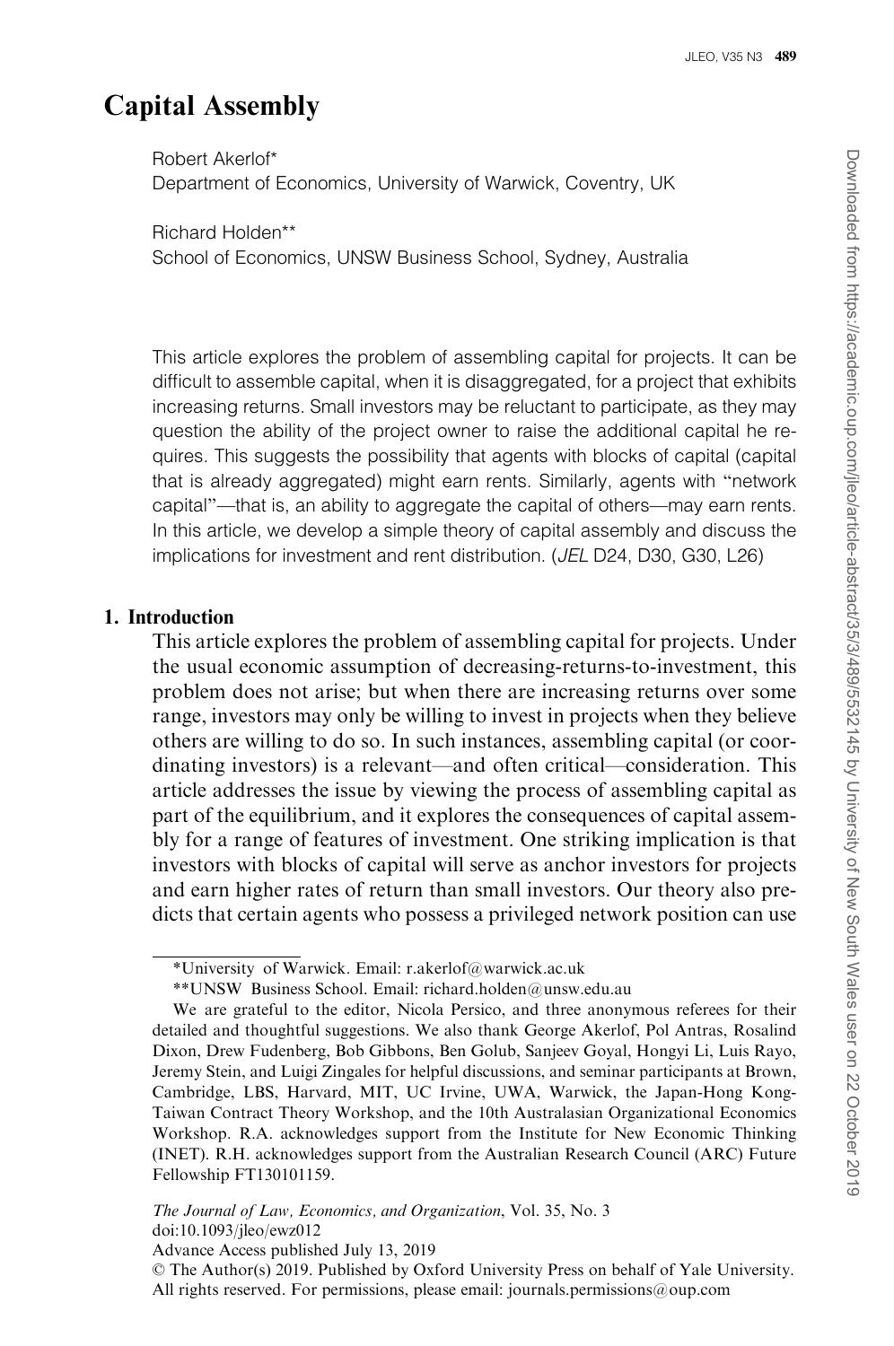# Capital Assembly

Robert Akerlof*
Department of Economics, University of Warwick, Coventry, UK

Richard Holden**
School of Economics, UNSW Business School, Sydney, Australia

This article explores the problem of assembling capital for projects. It can be difficult to assemble capital, when it is disaggregated, for a project that exhibits increasing returns. Small investors may be reluctant to participate, as they may question the ability of the project owner to raise the additional capital he requires. This suggests the possibility that agents with blocks of capital (capital that is already aggregated) might earn rents. Similarly, agents with "network capital"—that is, an ability to aggregate the capital of others—may earn rents. In this article, we develop a simple theory of capital assembly and discuss the implications for investment and rent distribution. (*JEL* D24, D30, G30, L26)

## 1. Introduction

This article explores the problem of assembling capital for projects. Under the usual economic assumption of decreasing-returns-to-investment, this problem does not arise; but when there are increasing returns over some range, investors may only be willing to invest in projects when they believe others are willing to do so. In such instances, assembling capital (or coordinating investors) is a relevant—and often critical—consideration. This article addresses the issue by viewing the process of assembling capital as part of the equilibrium, and it explores the consequences of capital assembly for a range of features of investment. One striking implication is that investors with blocks of capital will serve as anchor investors for projects and earn higher rates of return than small investors. Our theory also predicts that certain agents who possess a privileged network position can use

*University of Warwick. Email: r.akerlof@warwick.ac.uk

**UNSW Business School. Email: richard.holden@unsw.edu.au

We are grateful to the editor, Nicola Persico, and three anonymous referees for their detailed and thoughtful suggestions. We also thank George Akerlof, Pol Antras, Rosalind Dixon, Drew Fudenberg, Bob Gibbons, Ben Golub, Sanjeev Goyal, Hongyi Li, Luis Rayo, Jeremy Stein, and Luigi Zingales for helpful discussions, and seminar participants at Brown, Cambridge, LBS, Harvard, MIT, UC Irvine, UWA, Warwick, the Japan-Hong Kong-Taiwan Contract Theory Workshop, and the 10th Australasian Organizational Economics Workshop. R.A. acknowledges support from the Institute for New Economic Thinking (INET). R.H. acknowledges support from the Australian Research Council (ARC) Future Fellowship FT130101159.

*The Journal of Law, Economics, and Organization*, Vol. 35, No. 3
doi:10.1093/jleo/ewz012
Advance Access published July 13, 2019
© The Author(s) 2019. Published by Oxford University Press on behalf of Yale University. All rights reserved. For permissions, please email: journals.permissions@oup.com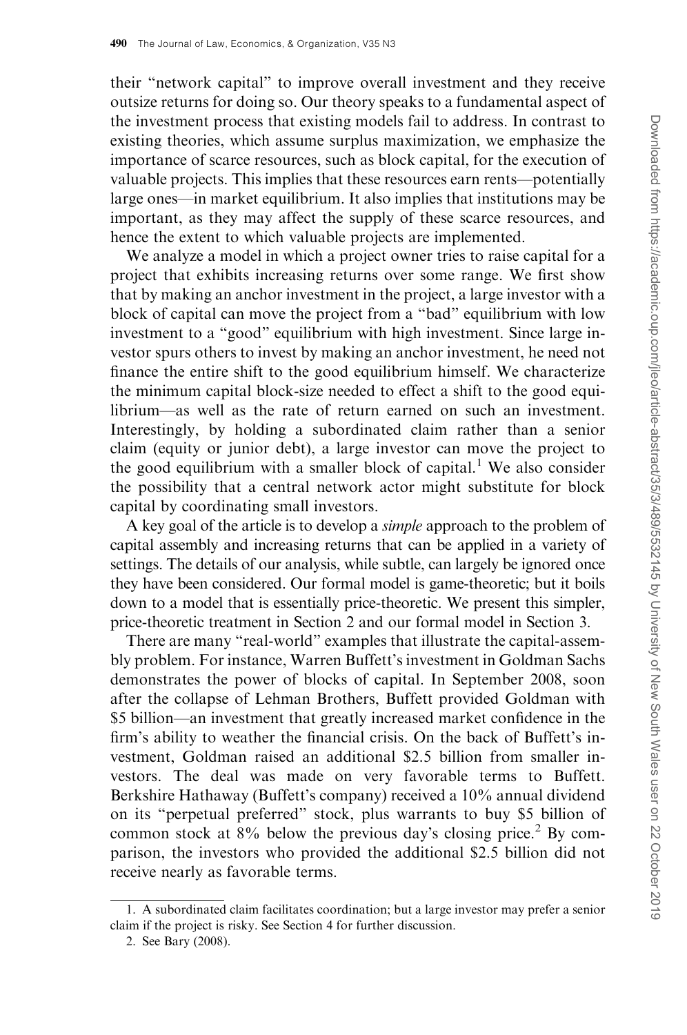their "network capital" to improve overall investment and they receive outsize returns for doing so. Our theory speaks to a fundamental aspect of the investment process that existing models fail to address. In contrast to existing theories, which assume surplus maximization, we emphasize the importance of scarce resources, such as block capital, for the execution of valuable projects. This implies that these resources earn rents—potentially large ones—in market equilibrium. It also implies that institutions may be important, as they may affect the supply of these scarce resources, and hence the extent to which valuable projects are implemented.

We analyze a model in which a project owner tries to raise capital for a project that exhibits increasing returns over some range. We first show that by making an anchor investment in the project, a large investor with a block of capital can move the project from a "bad" equilibrium with low investment to a "good" equilibrium with high investment. Since large investor spurs others to invest by making an anchor investment, he need not finance the entire shift to the good equilibrium himself. We characterize the minimum capital block-size needed to effect a shift to the good equilibrium—as well as the rate of return earned on such an investment. Interestingly, by holding a subordinated claim rather than a senior claim (equity or junior debt), a large investor can move the project to the good equilibrium with a smaller block of capital.[1] We also consider the possibility that a central network actor might substitute for block capital by coordinating small investors.

A key goal of the article is to develop a *simple* approach to the problem of capital assembly and increasing returns that can be applied in a variety of settings. The details of our analysis, while subtle, can largely be ignored once they have been considered. Our formal model is game-theoretic; but it boils down to a model that is essentially price-theoretic. We present this simpler, price-theoretic treatment in Section 2 and our formal model in Section 3.

There are many "real-world" examples that illustrate the capital-assembly problem. For instance, Warren Buffett's investment in Goldman Sachs demonstrates the power of blocks of capital. In September 2008, soon after the collapse of Lehman Brothers, Buffett provided Goldman with \$5 billion—an investment that greatly increased market confidence in the firm's ability to weather the financial crisis. On the back of Buffett's investment, Goldman raised an additional \$2.5 billion from smaller investors. The deal was made on very favorable terms to Buffett. Berkshire Hathaway (Buffett's company) received a 10% annual dividend on its "perpetual preferred" stock, plus warrants to buy \$5 billion of common stock at 8% below the previous day's closing price.[2] By comparison, the investors who provided the additional \$2.5 billion did not receive nearly as favorable terms.

---

1. A subordinated claim facilitates coordination; but a large investor may prefer a senior claim if the project is risky. See Section 4 for further discussion.

2. See Bary (2008).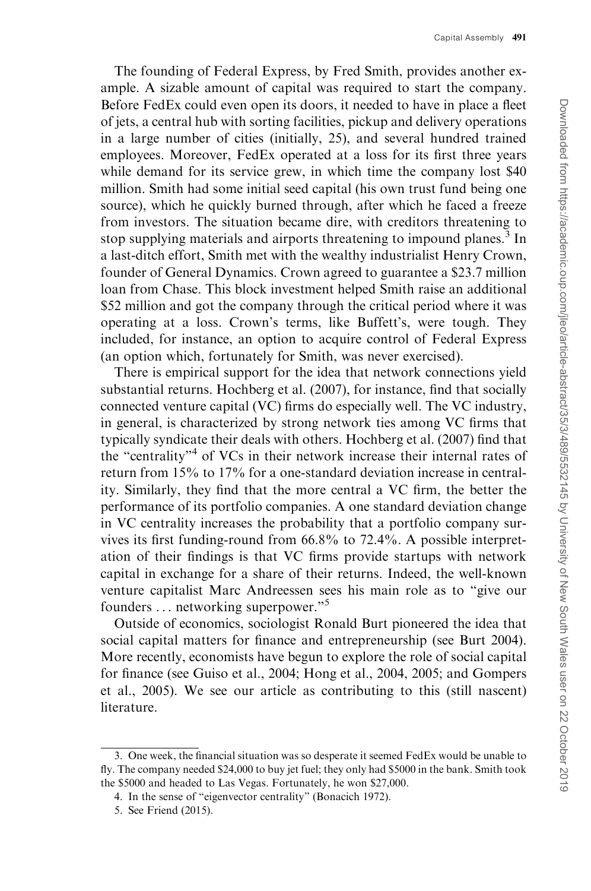The founding of Federal Express, by Fred Smith, provides another example. A sizable amount of capital was required to start the company. Before FedEx could even open its doors, it needed to have in place a fleet of jets, a central hub with sorting facilities, pickup and delivery operations in a large number of cities (initially, 25), and several hundred trained employees. Moreover, FedEx operated at a loss for its first three years while demand for its service grew, in which time the company lost $40 million. Smith had some initial seed capital (his own trust fund being one source), which he quickly burned through, after which he faced a freeze from investors. The situation became dire, with creditors threatening to stop supplying materials and airports threatening to impound planes.[3] In a last-ditch effort, Smith met with the wealthy industrialist Henry Crown, founder of General Dynamics. Crown agreed to guarantee a $23.7 million loan from Chase. This block investment helped Smith raise an additional $52 million and got the company through the critical period where it was operating at a loss. Crown's terms, like Buffett's, were tough. They included, for instance, an option to acquire control of Federal Express (an option which, fortunately for Smith, was never exercised).

There is empirical support for the idea that network connections yield substantial returns. Hochberg et al. (2007), for instance, find that socially connected venture capital (VC) firms do especially well. The VC industry, in general, is characterized by strong network ties among VC firms that typically syndicate their deals with others. Hochberg et al. (2007) find that the "centrality"[4] of VCs in their network increase their internal rates of return from 15% to 17% for a one-standard deviation increase in centrality. Similarly, they find that the more central a VC firm, the better the performance of its portfolio companies. A one standard deviation change in VC centrality increases the probability that a portfolio company survives its first funding-round from 66.8% to 72.4%. A possible interpretation of their findings is that VC firms provide startups with network capital in exchange for a share of their returns. Indeed, the well-known venture capitalist Marc Andreessen sees his main role as to "give our founders … networking superpower."[5]

Outside of economics, sociologist Ronald Burt pioneered the idea that social capital matters for finance and entrepreneurship (see Burt 2004). More recently, economists have begun to explore the role of social capital for finance (see Guiso et al., 2004; Hong et al., 2004, 2005; and Gompers et al., 2005). We see our article as contributing to this (still nascent) literature.

---

3. One week, the financial situation was so desperate it seemed FedEx would be unable to fly. The company needed $24,000 to buy jet fuel; they only had $5000 in the bank. Smith took the $5000 and headed to Las Vegas. Fortunately, he won $27,000.

4. In the sense of "eigenvector centrality" (Bonacich 1972).

5. See Friend (2015).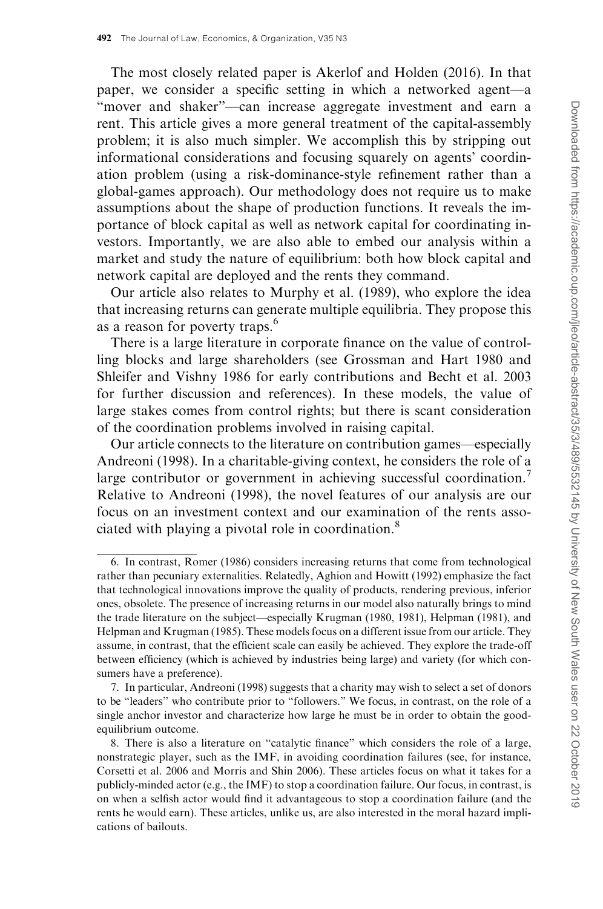The most closely related paper is Akerlof and Holden (2016). In that paper, we consider a specific setting in which a networked agent—a "mover and shaker"—can increase aggregate investment and earn a rent. This article gives a more general treatment of the capital-assembly problem; it is also much simpler. We accomplish this by stripping out informational considerations and focusing squarely on agents' coordination problem (using a risk-dominance-style refinement rather than a global-games approach). Our methodology does not require us to make assumptions about the shape of production functions. It reveals the importance of block capital as well as network capital for coordinating investors. Importantly, we are also able to embed our analysis within a market and study the nature of equilibrium: both how block capital and network capital are deployed and the rents they command.

Our article also relates to Murphy et al. (1989), who explore the idea that increasing returns can generate multiple equilibria. They propose this as a reason for poverty traps.[6]

There is a large literature in corporate finance on the value of controlling blocks and large shareholders (see Grossman and Hart 1980 and Shleifer and Vishny 1986 for early contributions and Becht et al. 2003 for further discussion and references). In these models, the value of large stakes comes from control rights; but there is scant consideration of the coordination problems involved in raising capital.

Our article connects to the literature on contribution games—especially Andreoni (1998). In a charitable-giving context, he considers the role of a large contributor or government in achieving successful coordination.[7] Relative to Andreoni (1998), the novel features of our analysis are our focus on an investment context and our examination of the rents associated with playing a pivotal role in coordination.[8]

---

6. In contrast, Romer (1986) considers increasing returns that come from technological rather than pecuniary externalities. Relatedly, Aghion and Howitt (1992) emphasize the fact that technological innovations improve the quality of products, rendering previous, inferior ones, obsolete. The presence of increasing returns in our model also naturally brings to mind the trade literature on the subject—especially Krugman (1980, 1981), Helpman (1981), and Helpman and Krugman (1985). These models focus on a different issue from our article. They assume, in contrast, that the efficient scale can easily be achieved. They explore the trade-off between efficiency (which is achieved by industries being large) and variety (for which consumers have a preference).

7. In particular, Andreoni (1998) suggests that a charity may wish to select a set of donors to be "leaders" who contribute prior to "followers." We focus, in contrast, on the role of a single anchor investor and characterize how large he must be in order to obtain the good-equilibrium outcome.

8. There is also a literature on "catalytic finance" which considers the role of a large, nonstrategic player, such as the IMF, in avoiding coordination failures (see, for instance, Corsetti et al. 2006 and Morris and Shin 2006). These articles focus on what it takes for a publicly-minded actor (e.g., the IMF) to stop a coordination failure. Our focus, in contrast, is on when a selfish actor would find it advantageous to stop a coordination failure (and the rents he would earn). These articles, unlike us, are also interested in the moral hazard implications of bailouts.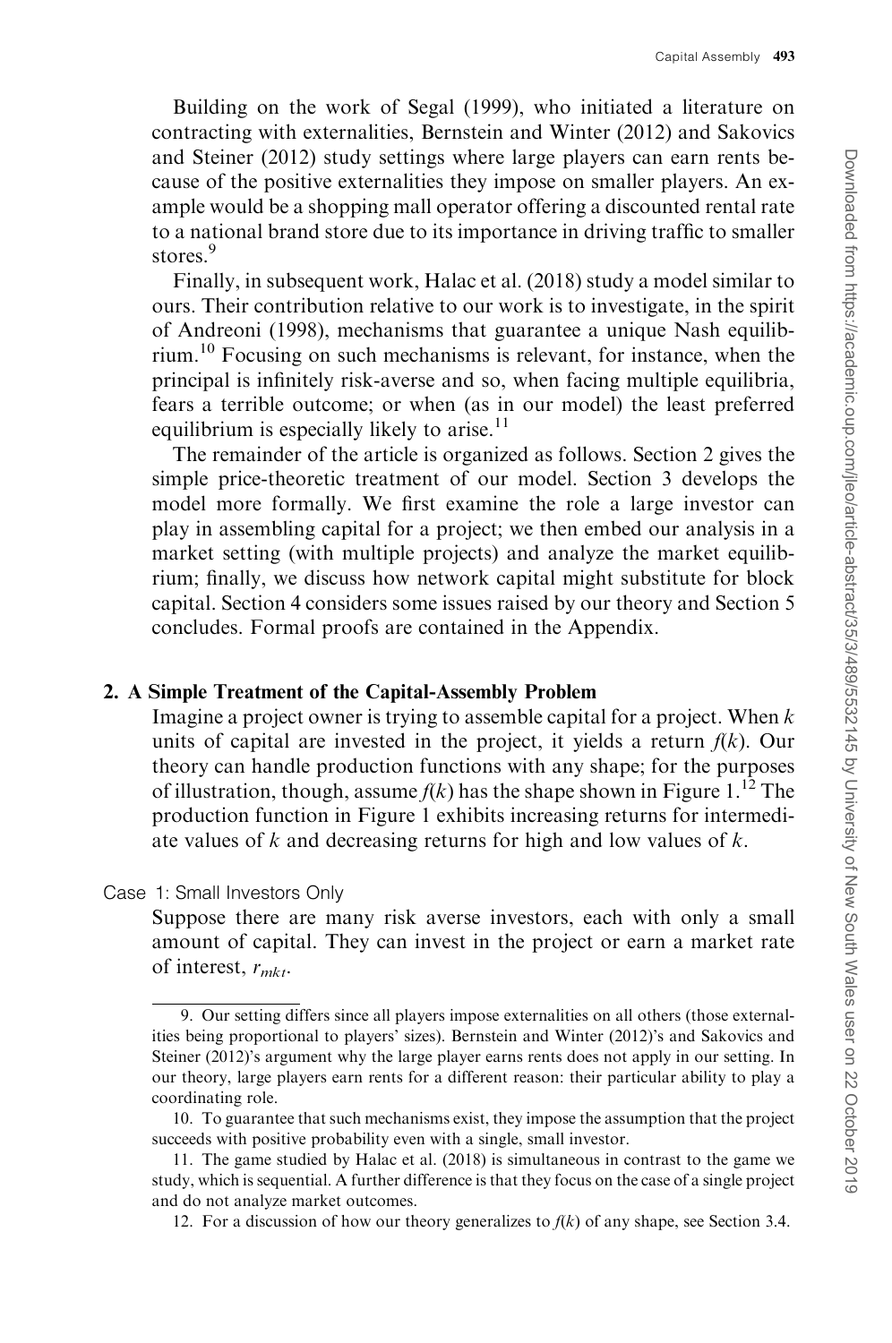Building on the work of Segal (1999), who initiated a literature on contracting with externalities, Bernstein and Winter (2012) and Sakovics and Steiner (2012) study settings where large players can earn rents because of the positive externalities they impose on smaller players. An example would be a shopping mall operator offering a discounted rental rate to a national brand store due to its importance in driving traffic to smaller stores.[9]

Finally, in subsequent work, Halac et al. (2018) study a model similar to ours. Their contribution relative to our work is to investigate, in the spirit of Andreoni (1998), mechanisms that guarantee a unique Nash equilibrium.[10] Focusing on such mechanisms is relevant, for instance, when the principal is infinitely risk-averse and so, when facing multiple equilibria, fears a terrible outcome; or when (as in our model) the least preferred equilibrium is especially likely to arise.[11]

The remainder of the article is organized as follows. Section 2 gives the simple price-theoretic treatment of our model. Section 3 develops the model more formally. We first examine the role a large investor can play in assembling capital for a project; we then embed our analysis in a market setting (with multiple projects) and analyze the market equilibrium; finally, we discuss how network capital might substitute for block capital. Section 4 considers some issues raised by our theory and Section 5 concludes. Formal proofs are contained in the Appendix.

## 2. A Simple Treatment of the Capital-Assembly Problem

Imagine a project owner is trying to assemble capital for a project. When $k$ units of capital are invested in the project, it yields a return $f(k)$. Our theory can handle production functions with any shape; for the purposes of illustration, though, assume $f(k)$ has the shape shown in Figure 1.[12] The production function in Figure 1 exhibits increasing returns for intermediate values of $k$ and decreasing returns for high and low values of $k$.

### Case 1: Small Investors Only

Suppose there are many risk averse investors, each with only a small amount of capital. They can invest in the project or earn a market rate of interest, $r_{mkt}$.

---

9. Our setting differs since all players impose externalities on all others (those externalities being proportional to players' sizes). Bernstein and Winter (2012)'s and Sakovics and Steiner (2012)'s argument why the large player earns rents does not apply in our setting. In our theory, large players earn rents for a different reason: their particular ability to play a coordinating role.

10. To guarantee that such mechanisms exist, they impose the assumption that the project succeeds with positive probability even with a single, small investor.

11. The game studied by Halac et al. (2018) is simultaneous in contrast to the game we study, which is sequential. A further difference is that they focus on the case of a single project and do not analyze market outcomes.

12. For a discussion of how our theory generalizes to $f(k)$ of any shape, see Section 3.4.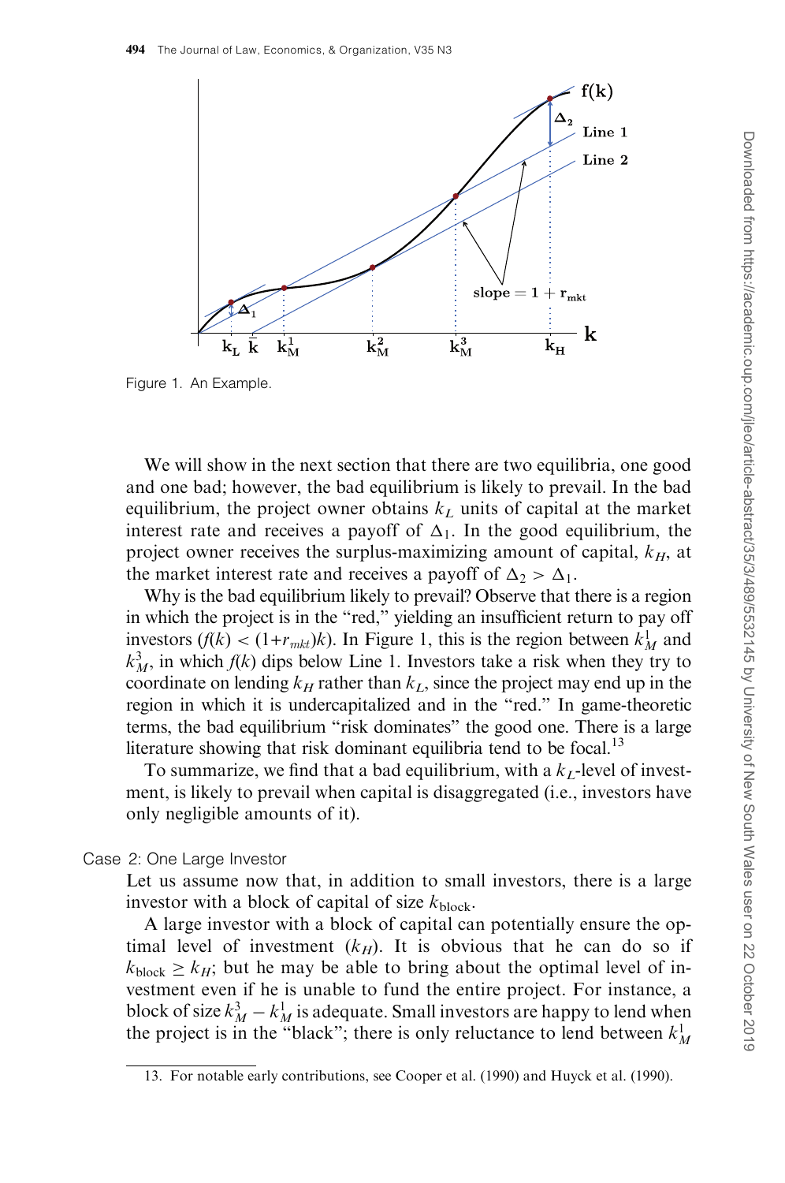Figure 1. An Example.

We will show in the next section that there are two equilibria, one good and one bad; however, the bad equilibrium is likely to prevail. In the bad equilibrium, the project owner obtains $k_L$ units of capital at the market interest rate and receives a payoff of $\Delta_1$. In the good equilibrium, the project owner receives the surplus-maximizing amount of capital, $k_H$, at the market interest rate and receives a payoff of $\Delta_2 > \Delta_1$.

Why is the bad equilibrium likely to prevail? Observe that there is a region in which the project is in the "red," yielding an insufficient return to pay off investors ($f(k) < (1+r_{mkt})k$). In Figure 1, this is the region between $k_M^1$ and $k_M^3$, in which $f(k)$ dips below Line 1. Investors take a risk when they try to coordinate on lending $k_H$ rather than $k_L$, since the project may end up in the region in which it is undercapitalized and in the "red." In game-theoretic terms, the bad equilibrium "risk dominates" the good one. There is a large literature showing that risk dominant equilibria tend to be focal.[13]

To summarize, we find that a bad equilibrium, with a $k_L$-level of investment, is likely to prevail when capital is disaggregated (i.e., investors have only negligible amounts of it).

### Case 2: One Large Investor

Let us assume now that, in addition to small investors, there is a large investor with a block of capital of size $k_{\text{block}}$.

A large investor with a block of capital can potentially ensure the optimal level of investment ($k_H$). It is obvious that he can do so if $k_{\text{block}} \geq k_H$; but he may be able to bring about the optimal level of investment even if he is unable to fund the entire project. For instance, a block of size $k_M^3 - k_M^1$ is adequate. Small investors are happy to lend when the project is in the "black"; there is only reluctance to lend between $k_M^1$

13. For notable early contributions, see Cooper et al. (1990) and Huyck et al. (1990).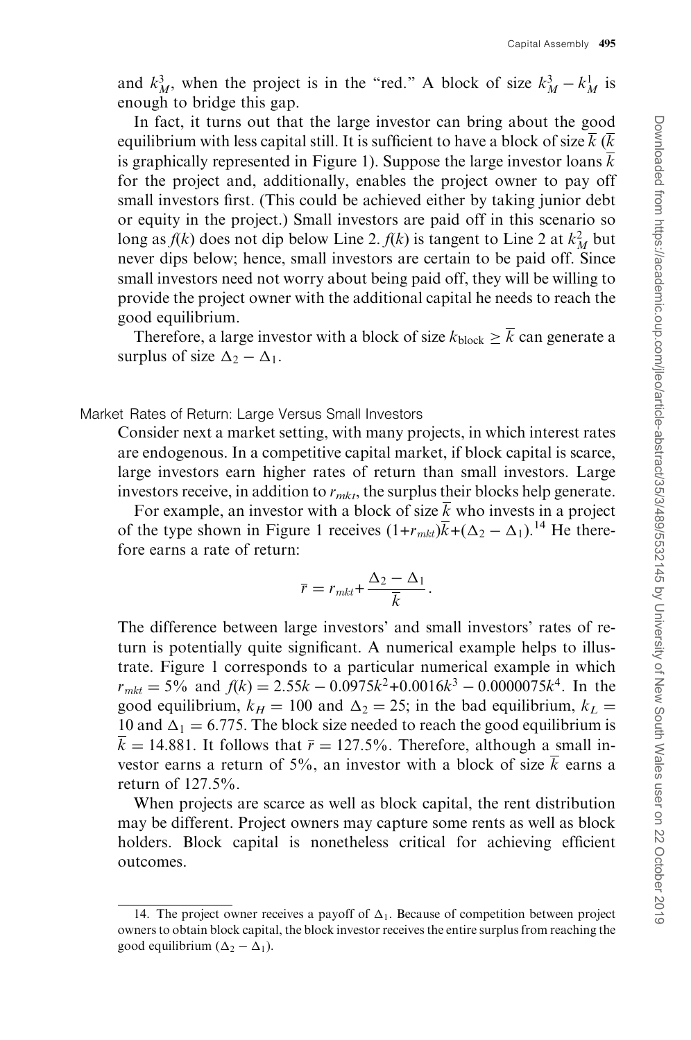and $k_M^3$, when the project is in the "red." A block of size $k_M^3 - k_M^1$ is enough to bridge this gap.

In fact, it turns out that the large investor can bring about the good equilibrium with less capital still. It is sufficient to have a block of size $\overline{k}$ ($\overline{k}$ is graphically represented in Figure 1). Suppose the large investor loans $\overline{k}$ for the project and, additionally, enables the project owner to pay off small investors first. (This could be achieved either by taking junior debt or equity in the project.) Small investors are paid off in this scenario so long as $f(k)$ does not dip below Line 2. $f(k)$ is tangent to Line 2 at $k_M^2$ but never dips below; hence, small investors are certain to be paid off. Since small investors need not worry about being paid off, they will be willing to provide the project owner with the additional capital he needs to reach the good equilibrium.

Therefore, a large investor with a block of size $k_{\text{block}} \geq \overline{k}$ can generate a surplus of size $\Delta_2 - \Delta_1$.

### Market Rates of Return: Large Versus Small Investors

Consider next a market setting, with many projects, in which interest rates are endogenous. In a competitive capital market, if block capital is scarce, large investors earn higher rates of return than small investors. Large investors receive, in addition to $r_{mkt}$, the surplus their blocks help generate.

For example, an investor with a block of size $\overline{k}$ who invests in a project of the type shown in Figure 1 receives $(1+r_{mkt})\overline{k}+(\Delta_2 - \Delta_1)$.[14] He therefore earns a rate of return:

$$\overline{r} = r_{mkt} + \frac{\Delta_2 - \Delta_1}{\overline{k}}.$$

The difference between large investors' and small investors' rates of return is potentially quite significant. A numerical example helps to illustrate. Figure 1 corresponds to a particular numerical example in which $r_{mkt} = 5\%$ and $f(k) = 2.55k - 0.0975k^2 + 0.0016k^3 - 0.0000075k^4$. In the good equilibrium, $k_H = 100$ and $\Delta_2 = 25$; in the bad equilibrium, $k_L = 10$ and $\Delta_1 = 6.775$. The block size needed to reach the good equilibrium is $\overline{k} = 14.881$. It follows that $\overline{r} = 127.5\%$. Therefore, although a small investor earns a return of 5%, an investor with a block of size $\overline{k}$ earns a return of 127.5%.

When projects are scarce as well as block capital, the rent distribution may be different. Project owners may capture some rents as well as block holders. Block capital is nonetheless critical for achieving efficient outcomes.

---

14. The project owner receives a payoff of $\Delta_1$. Because of competition between project owners to obtain block capital, the block investor receives the entire surplus from reaching the good equilibrium ($\Delta_2 - \Delta_1$).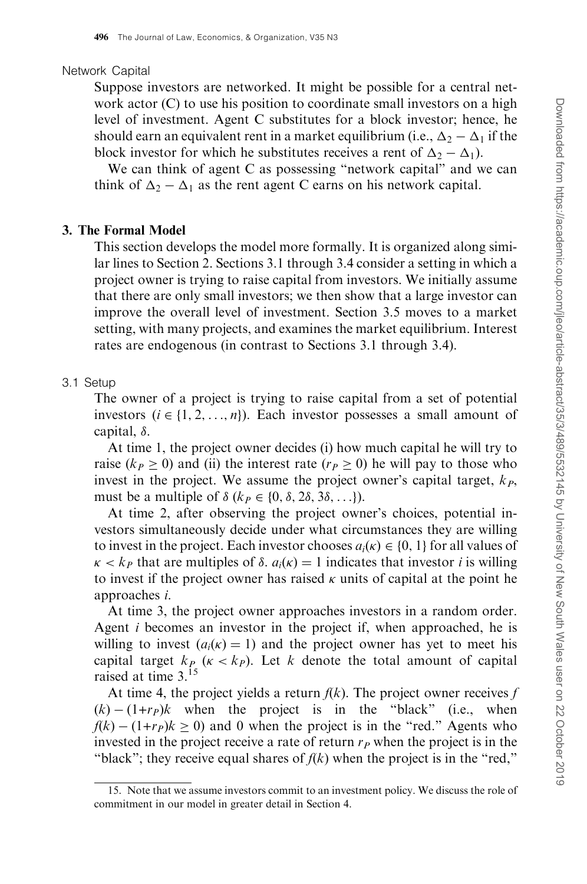Network Capital

Suppose investors are networked. It might be possible for a central network actor (C) to use his position to coordinate small investors on a high level of investment. Agent C substitutes for a block investor; hence, he should earn an equivalent rent in a market equilibrium (i.e., $\Delta_2 - \Delta_1$ if the block investor for which he substitutes receives a rent of $\Delta_2 - \Delta_1$).

We can think of agent C as possessing "network capital" and we can think of $\Delta_2 - \Delta_1$ as the rent agent C earns on his network capital.

## 3. The Formal Model

This section develops the model more formally. It is organized along similar lines to Section 2. Sections 3.1 through 3.4 consider a setting in which a project owner is trying to raise capital from investors. We initially assume that there are only small investors; we then show that a large investor can improve the overall level of investment. Section 3.5 moves to a market setting, with many projects, and examines the market equilibrium. Interest rates are endogenous (in contrast to Sections 3.1 through 3.4).

### 3.1 Setup

The owner of a project is trying to raise capital from a set of potential investors ($i \in \{1, 2, \ldots, n\}$). Each investor possesses a small amount of capital, $\delta$.

At time 1, the project owner decides (i) how much capital he will try to raise ($k_P \geq 0$) and (ii) the interest rate ($r_P \geq 0$) he will pay to those who invest in the project. We assume the project owner's capital target, $k_P$, must be a multiple of $\delta$ ($k_P \in \{0, \delta, 2\delta, 3\delta, \ldots\}$).

At time 2, after observing the project owner's choices, potential investors simultaneously decide under what circumstances they are willing to invest in the project. Each investor chooses $a_i(\kappa) \in \{0, 1\}$ for all values of $\kappa < k_P$ that are multiples of $\delta$. $a_i(\kappa) = 1$ indicates that investor $i$ is willing to invest if the project owner has raised $\kappa$ units of capital at the point he approaches $i$.

At time 3, the project owner approaches investors in a random order. Agent $i$ becomes an investor in the project if, when approached, he is willing to invest ($a_i(\kappa) = 1$) and the project owner has yet to meet his capital target $k_P$ ($\kappa < k_P$). Let $k$ denote the total amount of capital raised at time 3.[15]

At time 4, the project yields a return $f(k)$. The project owner receives $f(k) - (1+r_P)k$ when the project is in the "black" (i.e., when $f(k) - (1+r_P)k \geq 0$) and 0 when the project is in the "red." Agents who invested in the project receive a rate of return $r_P$ when the project is in the "black"; they receive equal shares of $f(k)$ when the project is in the "red,"

15. Note that we assume investors commit to an investment policy. We discuss the role of commitment in our model in greater detail in Section 4.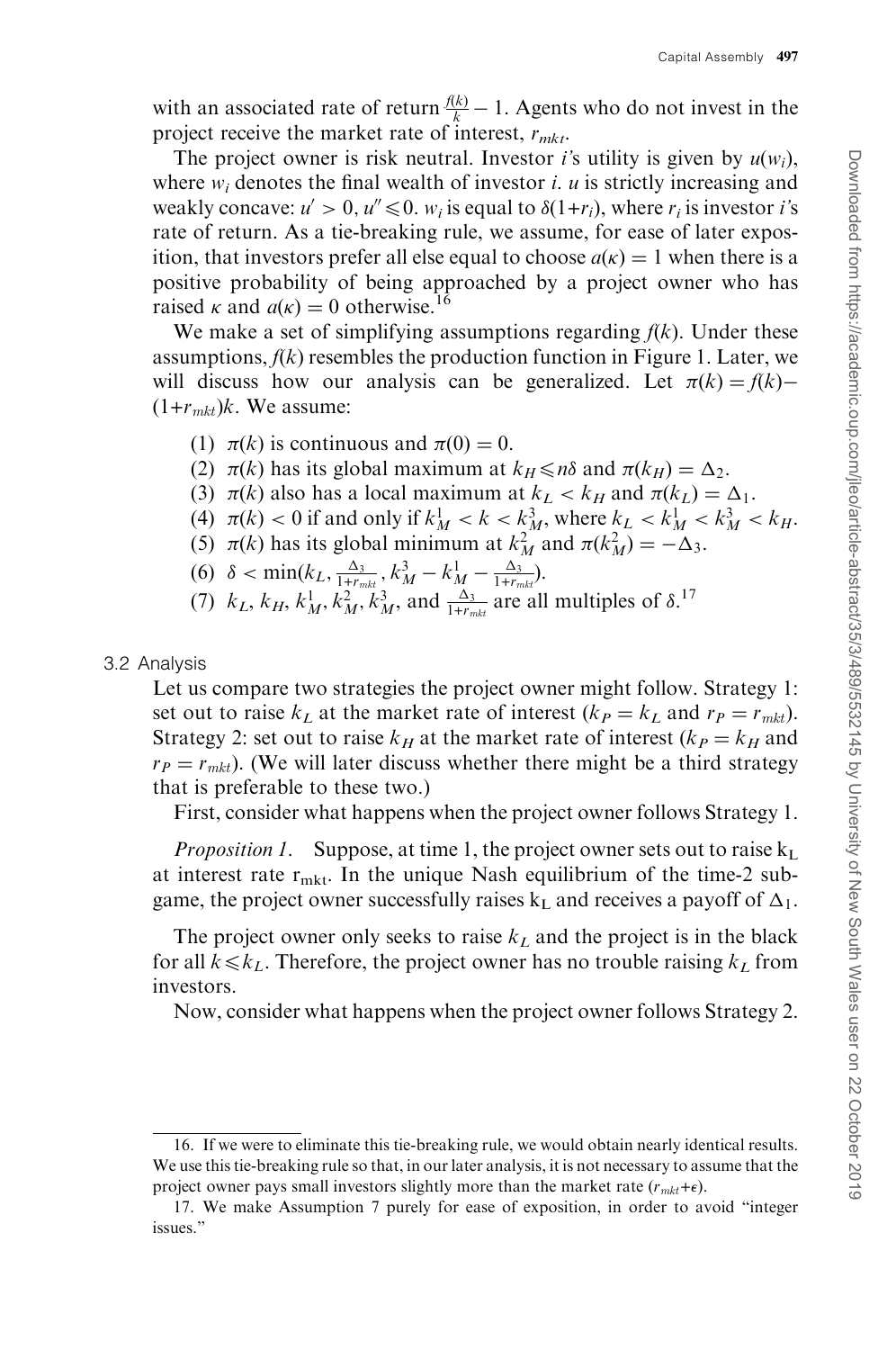with an associated rate of return $\frac{f(k)}{k} - 1$. Agents who do not invest in the project receive the market rate of interest, $r_{mkt}$.

The project owner is risk neutral. Investor $i$'s utility is given by $u(w_i)$, where $w_i$ denotes the final wealth of investor $i$. $u$ is strictly increasing and weakly concave: $u' > 0, u'' \leqslant 0$. $w_i$ is equal to $\delta(1{+}r_i)$, where $r_i$ is investor $i$'s rate of return. As a tie-breaking rule, we assume, for ease of later exposition, that investors prefer all else equal to choose $a(\kappa) = 1$ when there is a positive probability of being approached by a project owner who has raised $\kappa$ and $a(\kappa) = 0$ otherwise.[16]

We make a set of simplifying assumptions regarding $f(k)$. Under these assumptions, $f(k)$ resembles the production function in Figure 1. Later, we will discuss how our analysis can be generalized. Let $\pi(k) = f(k) - (1{+}r_{mkt})k$. We assume:

(1) $\pi(k)$ is continuous and $\pi(0) = 0$.
(2) $\pi(k)$ has its global maximum at $k_H \leqslant n\delta$ and $\pi(k_H) = \Delta_2$.
(3) $\pi(k)$ also has a local maximum at $k_L < k_H$ and $\pi(k_L) = \Delta_1$.
(4) $\pi(k) < 0$ if and only if $k_M^1 < k < k_M^3$, where $k_L < k_M^1 < k_M^3 < k_H$.
(5) $\pi(k)$ has its global minimum at $k_M^2$ and $\pi(k_M^2) = -\Delta_3$.
(6) $\delta < \min(k_L, \frac{\Delta_3}{1+r_{mkt}}, k_M^3 - k_M^1 - \frac{\Delta_3}{1+r_{mkt}})$.
(7) $k_L$, $k_H$, $k_M^1$, $k_M^2$, $k_M^3$, and $\frac{\Delta_3}{1+r_{mkt}}$ are all multiples of $\delta$.[17]

## 3.2 Analysis

Let us compare two strategies the project owner might follow. Strategy 1: set out to raise $k_L$ at the market rate of interest ($k_P = k_L$ and $r_P = r_{mkt}$). Strategy 2: set out to raise $k_H$ at the market rate of interest ($k_P = k_H$ and $r_P = r_{mkt}$). (We will later discuss whether there might be a third strategy that is preferable to these two.)

First, consider what happens when the project owner follows Strategy 1.

*Proposition 1.* Suppose, at time 1, the project owner sets out to raise $k_L$ at interest rate $r_{mkt}$. In the unique Nash equilibrium of the time-2 subgame, the project owner successfully raises $k_L$ and receives a payoff of $\Delta_1$.

The project owner only seeks to raise $k_L$ and the project is in the black for all $k \leqslant k_L$. Therefore, the project owner has no trouble raising $k_L$ from investors.

Now, consider what happens when the project owner follows Strategy 2.

---

16. If we were to eliminate this tie-breaking rule, we would obtain nearly identical results. We use this tie-breaking rule so that, in our later analysis, it is not necessary to assume that the project owner pays small investors slightly more than the market rate ($r_{mkt}{+}\epsilon$).

17. We make Assumption 7 purely for ease of exposition, in order to avoid "integer issues."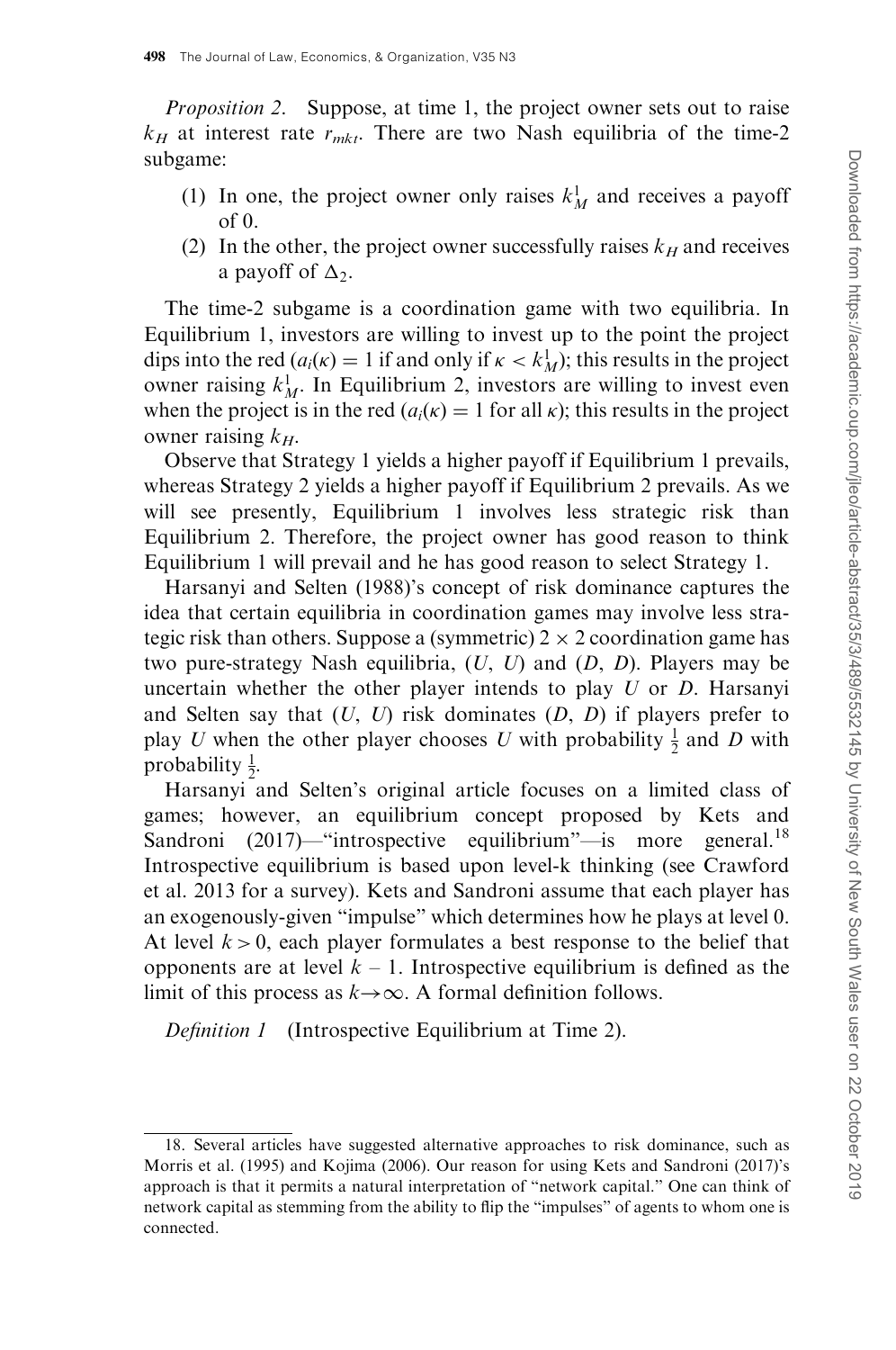*Proposition 2*. Suppose, at time 1, the project owner sets out to raise $k_H$ at interest rate $r_{mkt}$. There are two Nash equilibria of the time-2 subgame:

(1) In one, the project owner only raises $k_M^1$ and receives a payoff of 0.

(2) In the other, the project owner successfully raises $k_H$ and receives a payoff of $\Delta_2$.

The time-2 subgame is a coordination game with two equilibria. In Equilibrium 1, investors are willing to invest up to the point the project dips into the red ($a_i(\kappa) = 1$ if and only if $\kappa < k_M^1$); this results in the project owner raising $k_M^1$. In Equilibrium 2, investors are willing to invest even when the project is in the red ($a_i(\kappa) = 1$ for all $\kappa$); this results in the project owner raising $k_H$.

Observe that Strategy 1 yields a higher payoff if Equilibrium 1 prevails, whereas Strategy 2 yields a higher payoff if Equilibrium 2 prevails. As we will see presently, Equilibrium 1 involves less strategic risk than Equilibrium 2. Therefore, the project owner has good reason to think Equilibrium 1 will prevail and he has good reason to select Strategy 1.

Harsanyi and Selten (1988)'s concept of risk dominance captures the idea that certain equilibria in coordination games may involve less strategic risk than others. Suppose a (symmetric) $2 \times 2$ coordination game has two pure-strategy Nash equilibria, ($U$, $U$) and ($D$, $D$). Players may be uncertain whether the other player intends to play $U$ or $D$. Harsanyi and Selten say that ($U$, $U$) risk dominates ($D$, $D$) if players prefer to play $U$ when the other player chooses $U$ with probability $\frac{1}{2}$ and $D$ with probability $\frac{1}{2}$.

Harsanyi and Selten's original article focuses on a limited class of games; however, an equilibrium concept proposed by Kets and Sandroni (2017)—"introspective equilibrium"—is more general.[18] Introspective equilibrium is based upon level-k thinking (see Crawford et al. 2013 for a survey). Kets and Sandroni assume that each player has an exogenously-given "impulse" which determines how he plays at level 0. At level $k > 0$, each player formulates a best response to the belief that opponents are at level $k - 1$. Introspective equilibrium is defined as the limit of this process as $k \to \infty$. A formal definition follows.

*Definition 1* (Introspective Equilibrium at Time 2).

---

18. Several articles have suggested alternative approaches to risk dominance, such as Morris et al. (1995) and Kojima (2006). Our reason for using Kets and Sandroni (2017)'s approach is that it permits a natural interpretation of "network capital." One can think of network capital as stemming from the ability to flip the "impulses" of agents to whom one is connected.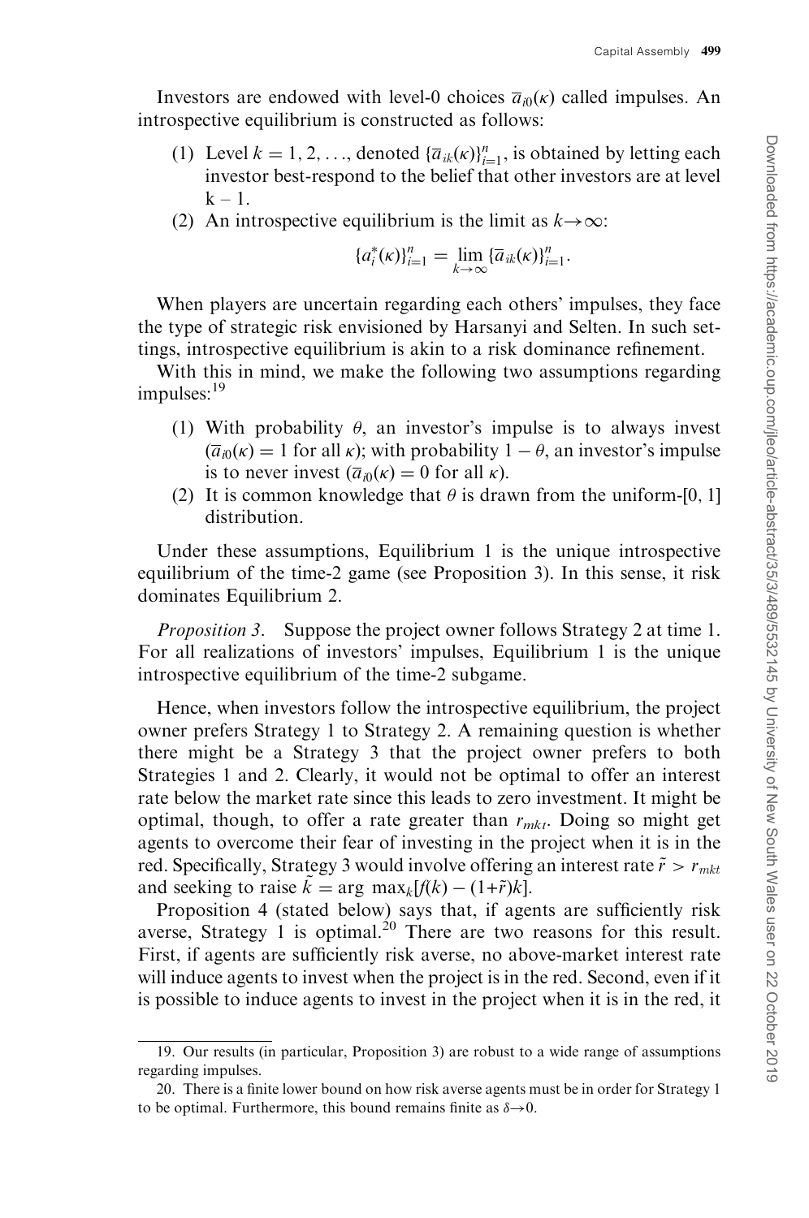Investors are endowed with level-0 choices $\overline{a}_{i0}(\kappa)$ called impulses. An introspective equilibrium is constructed as follows:

1. Level $k = 1, 2, \ldots$, denoted $\{\overline{a}_{ik}(\kappa)\}_{i=1}^{n}$, is obtained by letting each investor best-respond to the belief that other investors are at level $k - 1$.
2. An introspective equilibrium is the limit as $k \to \infty$:

$$\{a_i^*(\kappa)\}_{i=1}^{n} = \lim_{k \to \infty} \{\overline{a}_{ik}(\kappa)\}_{i=1}^{n}.$$

When players are uncertain regarding each others' impulses, they face the type of strategic risk envisioned by Harsanyi and Selten. In such settings, introspective equilibrium is akin to a risk dominance refinement.

With this in mind, we make the following two assumptions regarding impulses:[19]

1. With probability $\theta$, an investor's impulse is to always invest ($\overline{a}_{i0}(\kappa) = 1$ for all $\kappa$); with probability $1 - \theta$, an investor's impulse is to never invest ($\overline{a}_{i0}(\kappa) = 0$ for all $\kappa$).
2. It is common knowledge that $\theta$ is drawn from the uniform-[0, 1] distribution.

Under these assumptions, Equilibrium 1 is the unique introspective equilibrium of the time-2 game (see Proposition 3). In this sense, it risk dominates Equilibrium 2.

*Proposition 3.* Suppose the project owner follows Strategy 2 at time 1. For all realizations of investors' impulses, Equilibrium 1 is the unique introspective equilibrium of the time-2 subgame.

Hence, when investors follow the introspective equilibrium, the project owner prefers Strategy 1 to Strategy 2. A remaining question is whether there might be a Strategy 3 that the project owner prefers to both Strategies 1 and 2. Clearly, it would not be optimal to offer an interest rate below the market rate since this leads to zero investment. It might be optimal, though, to offer a rate greater than $r_{mkt}$. Doing so might get agents to overcome their fear of investing in the project when it is in the red. Specifically, Strategy 3 would involve offering an interest rate $\tilde{r} > r_{mkt}$ and seeking to raise $\tilde{k} = \arg\max_k[f(k) - (1+\tilde{r})k]$.

Proposition 4 (stated below) says that, if agents are sufficiently risk averse, Strategy 1 is optimal.[20] There are two reasons for this result. First, if agents are sufficiently risk averse, no above-market interest rate will induce agents to invest when the project is in the red. Second, even if it is possible to induce agents to invest in the project when it is in the red, it

---

19. Our results (in particular, Proposition 3) are robust to a wide range of assumptions regarding impulses.

20. There is a finite lower bound on how risk averse agents must be in order for Strategy 1 to be optimal. Furthermore, this bound remains finite as $\delta \to 0$.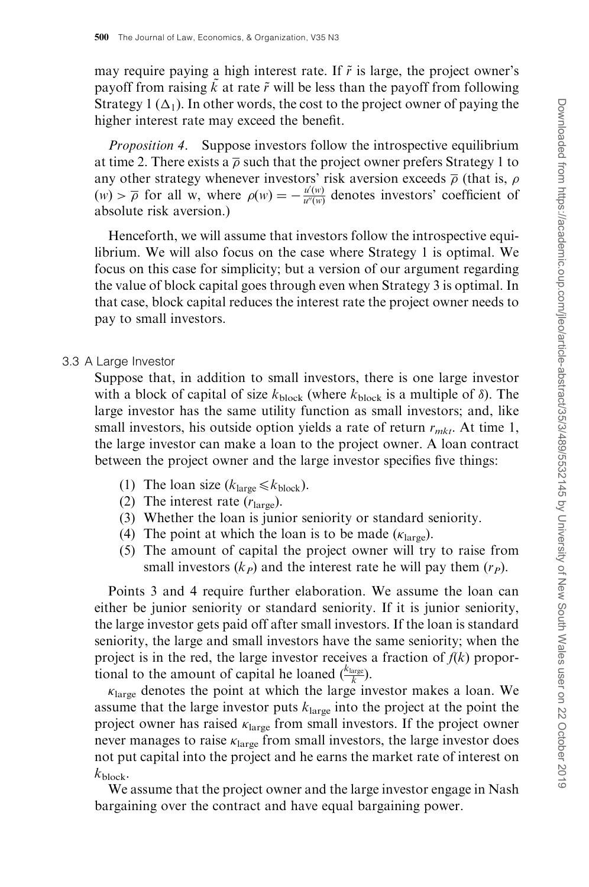may require paying a high interest rate. If $\tilde{r}$ is large, the project owner's payoff from raising $\tilde{k}$ at rate $\tilde{r}$ will be less than the payoff from following Strategy 1 ($\Delta_1$). In other words, the cost to the project owner of paying the higher interest rate may exceed the benefit.

*Proposition 4*. Suppose investors follow the introspective equilibrium at time 2. There exists a $\overline{\rho}$ such that the project owner prefers Strategy 1 to any other strategy whenever investors' risk aversion exceeds $\overline{\rho}$ (that is, $\rho(w) > \overline{\rho}$ for all w, where $\rho(w) = -\frac{u'(w)}{u''(w)}$ denotes investors' coefficient of absolute risk aversion.)

Henceforth, we will assume that investors follow the introspective equilibrium. We will also focus on the case where Strategy 1 is optimal. We focus on this case for simplicity; but a version of our argument regarding the value of block capital goes through even when Strategy 3 is optimal. In that case, block capital reduces the interest rate the project owner needs to pay to small investors.

### 3.3 A Large Investor

Suppose that, in addition to small investors, there is one large investor with a block of capital of size $k_{\text{block}}$ (where $k_{\text{block}}$ is a multiple of $\delta$). The large investor has the same utility function as small investors; and, like small investors, his outside option yields a rate of return $r_{mkt}$. At time 1, the large investor can make a loan to the project owner. A loan contract between the project owner and the large investor specifies five things:

1. The loan size ($k_{\text{large}} \leqslant k_{\text{block}}$).
2. The interest rate ($r_{\text{large}}$).
3. Whether the loan is junior seniority or standard seniority.
4. The point at which the loan is to be made ($\kappa_{\text{large}}$).
5. The amount of capital the project owner will try to raise from small investors ($k_P$) and the interest rate he will pay them ($r_P$).

Points 3 and 4 require further elaboration. We assume the loan can either be junior seniority or standard seniority. If it is junior seniority, the large investor gets paid off after small investors. If the loan is standard seniority, the large and small investors have the same seniority; when the project is in the red, the large investor receives a fraction of $f(k)$ proportional to the amount of capital he loaned ($\frac{k_{\text{large}}}{k}$).

$\kappa_{\text{large}}$ denotes the point at which the large investor makes a loan. We assume that the large investor puts $k_{\text{large}}$ into the project at the point the project owner has raised $\kappa_{\text{large}}$ from small investors. If the project owner never manages to raise $\kappa_{\text{large}}$ from small investors, the large investor does not put capital into the project and he earns the market rate of interest on $k_{\text{block}}$.

We assume that the project owner and the large investor engage in Nash bargaining over the contract and have equal bargaining power.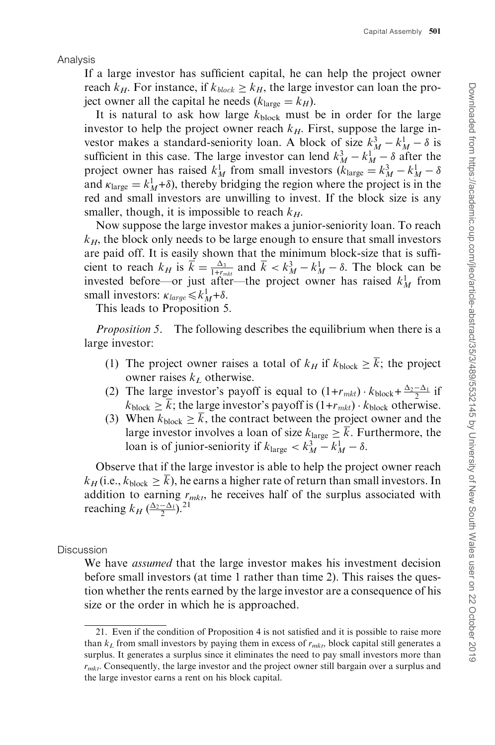### Analysis

If a large investor has sufficient capital, he can help the project owner reach $k_H$. For instance, if $k_{block} \geq k_H$, the large investor can loan the project owner all the capital he needs ($k_{\text{large}} = k_H$).

It is natural to ask how large $k_{\text{block}}$ must be in order for the large investor to help the project owner reach $k_H$. First, suppose the large investor makes a standard-seniority loan. A block of size $k_M^3 - k_M^1 - \delta$ is sufficient in this case. The large investor can lend $k_M^3 - k_M^1 - \delta$ after the project owner has raised $k_M^1$ from small investors ($k_{\text{large}} = k_M^3 - k_M^1 - \delta$ and $\kappa_{\text{large}} = k_M^1 + \delta$), thereby bridging the region where the project is in the red and small investors are unwilling to invest. If the block size is any smaller, though, it is impossible to reach $k_H$.

Now suppose the large investor makes a junior-seniority loan. To reach $k_H$, the block only needs to be large enough to ensure that small investors are paid off. It is easily shown that the minimum block-size that is sufficient to reach $k_H$ is $\overline{k} = \frac{\Delta_3}{1+r_{mkt}}$ and $\overline{k} < k_M^3 - k_M^1 - \delta$. The block can be invested before—or just after—the project owner has raised $k_M^1$ from small investors: $\kappa_{large} \leqslant k_M^1 + \delta$.

This leads to Proposition 5.

*Proposition 5.* The following describes the equilibrium when there is a large investor:

1. The project owner raises a total of $k_H$ if $k_{\text{block}} \geq \overline{k}$; the project owner raises $k_L$ otherwise.
2. The large investor's payoff is equal to $(1+r_{mkt}) \cdot k_{\text{block}} + \frac{\Delta_2 - \Delta_1}{2}$ if $k_{\text{block}} \geq \overline{k}$; the large investor's payoff is $(1+r_{mkt}) \cdot k_{\text{block}}$ otherwise.
3. When $k_{\text{block}} \geq \overline{k}$, the contract between the project owner and the large investor involves a loan of size $k_{\text{large}} \geq \overline{k}$. Furthermore, the loan is of junior-seniority if $k_{\text{large}} < k_M^3 - k_M^1 - \delta$.

Observe that if the large investor is able to help the project owner reach $k_H$ (i.e., $k_{\text{block}} \geq \overline{k}$), he earns a higher rate of return than small investors. In addition to earning $r_{mkt}$, he receives half of the surplus associated with reaching $k_H$ ($\frac{\Delta_2 - \Delta_1}{2}$).[21]

### Discussion

We have *assumed* that the large investor makes his investment decision before small investors (at time 1 rather than time 2). This raises the question whether the rents earned by the large investor are a consequence of his size or the order in which he is approached.

---

21. Even if the condition of Proposition 4 is not satisfied and it is possible to raise more than $k_L$ from small investors by paying them in excess of $r_{mkt}$, block capital still generates a surplus. It generates a surplus since it eliminates the need to pay small investors more than $r_{mkt}$. Consequently, the large investor and the project owner still bargain over a surplus and the large investor earns a rent on his block capital.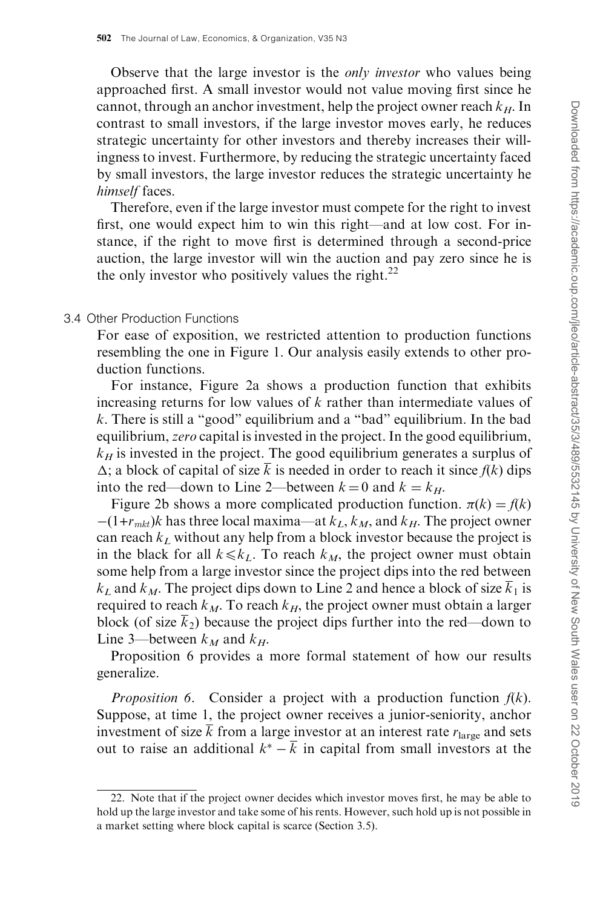Observe that the large investor is the *only investor* who values being approached first. A small investor would not value moving first since he cannot, through an anchor investment, help the project owner reach $k_H$. In contrast to small investors, if the large investor moves early, he reduces strategic uncertainty for other investors and thereby increases their willingness to invest. Furthermore, by reducing the strategic uncertainty faced by small investors, the large investor reduces the strategic uncertainty he *himself* faces.

Therefore, even if the large investor must compete for the right to invest first, one would expect him to win this right—and at low cost. For instance, if the right to move first is determined through a second-price auction, the large investor will win the auction and pay zero since he is the only investor who positively values the right.[22]

### 3.4 Other Production Functions

For ease of exposition, we restricted attention to production functions resembling the one in Figure 1. Our analysis easily extends to other production functions.

For instance, Figure 2a shows a production function that exhibits increasing returns for low values of $k$ rather than intermediate values of $k$. There is still a "good" equilibrium and a "bad" equilibrium. In the bad equilibrium, *zero* capital is invested in the project. In the good equilibrium, $k_H$ is invested in the project. The good equilibrium generates a surplus of $\Delta$; a block of capital of size $\overline{k}$ is needed in order to reach it since $f(k)$ dips into the red—down to Line 2—between $k=0$ and $k=k_H$.

Figure 2b shows a more complicated production function. $\pi(k)=f(k)-(1+r_{mkt})k$ has three local maxima—at $k_L$, $k_M$, and $k_H$. The project owner can reach $k_L$ without any help from a block investor because the project is in the black for all $k \leqslant k_L$. To reach $k_M$, the project owner must obtain some help from a large investor since the project dips into the red between $k_L$ and $k_M$. The project dips down to Line 2 and hence a block of size $\overline{k}_1$ is required to reach $k_M$. To reach $k_H$, the project owner must obtain a larger block (of size $\overline{k}_2$) because the project dips further into the red—down to Line 3—between $k_M$ and $k_H$.

Proposition 6 provides a more formal statement of how our results generalize.

*Proposition 6*. Consider a project with a production function $f(k)$. Suppose, at time 1, the project owner receives a junior-seniority, anchor investment of size $\overline{k}$ from a large investor at an interest rate $r_{\text{large}}$ and sets out to raise an additional $k^* - \overline{k}$ in capital from small investors at the

22. Note that if the project owner decides which investor moves first, he may be able to hold up the large investor and take some of his rents. However, such hold up is not possible in a market setting where block capital is scarce (Section 3.5).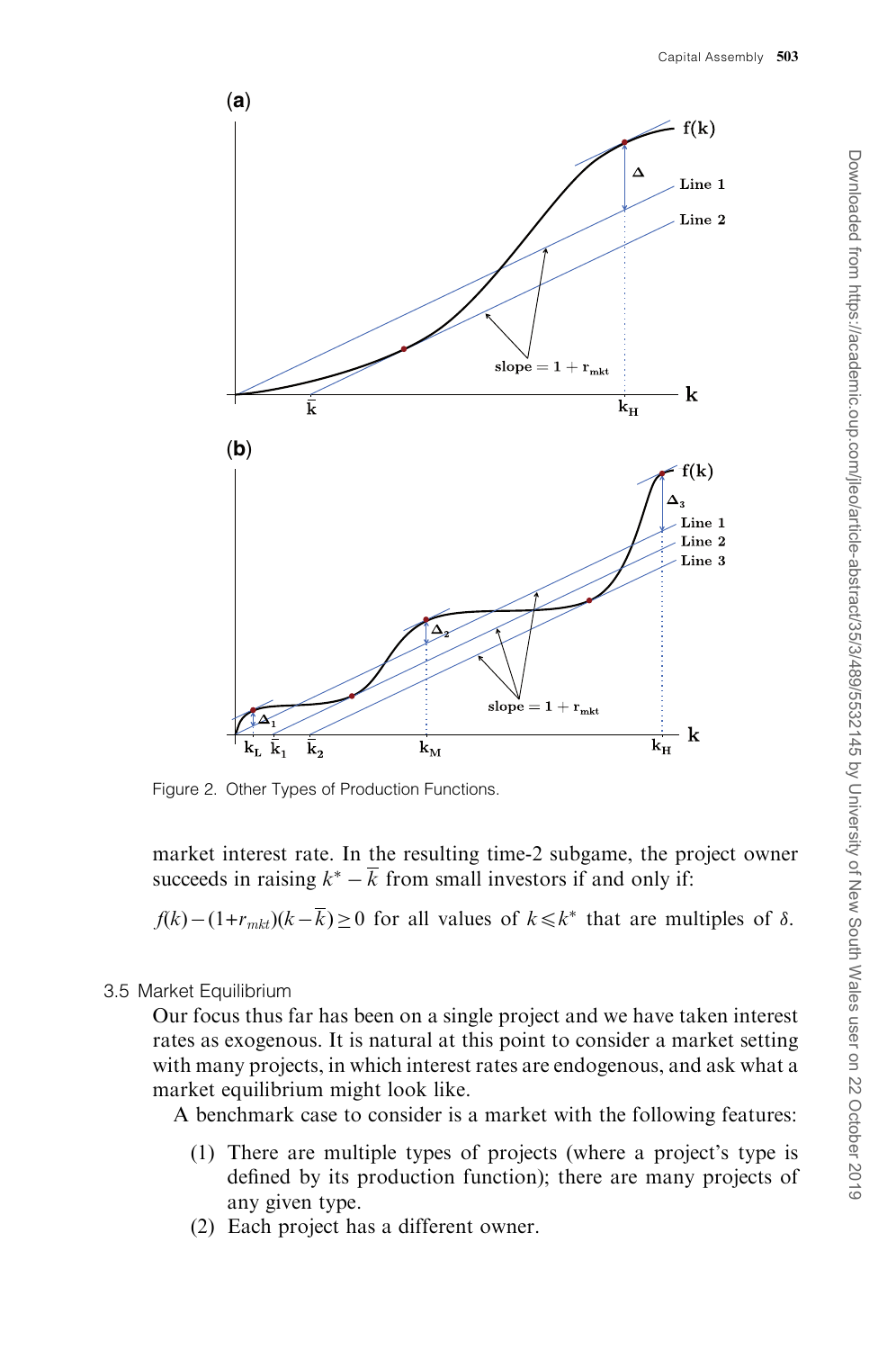Figure 2. Other Types of Production Functions.

market interest rate. In the resulting time-2 subgame, the project owner succeeds in raising $k^* - \overline{k}$ from small investors if and only if:

$$f(k) - (1+r_{mkt})(k - \overline{k}) \geq 0 \text{ for all values of } k \leq k^* \text{ that are multiples of } \delta.$$

### 3.5 Market Equilibrium

Our focus thus far has been on a single project and we have taken interest rates as exogenous. It is natural at this point to consider a market setting with many projects, in which interest rates are endogenous, and ask what a market equilibrium might look like.

A benchmark case to consider is a market with the following features:

(1) There are multiple types of projects (where a project's type is defined by its production function); there are many projects of any given type.

(2) Each project has a different owner.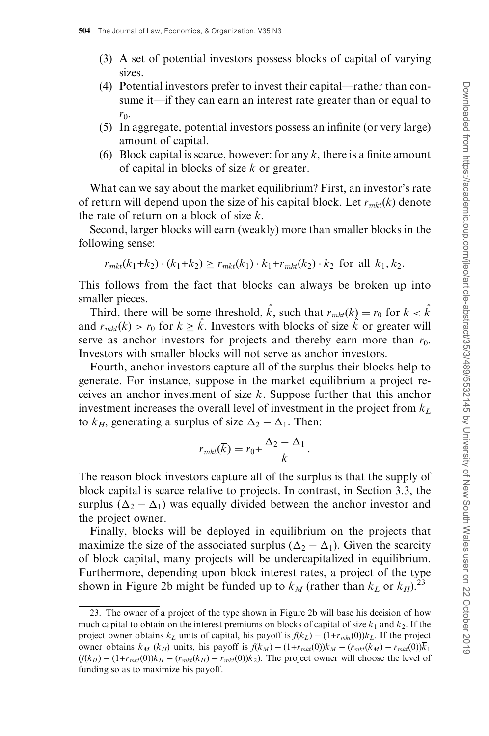(3) A set of potential investors possess blocks of capital of varying sizes.

(4) Potential investors prefer to invest their capital—rather than consume it—if they can earn an interest rate greater than or equal to $r_0$.

(5) In aggregate, potential investors possess an infinite (or very large) amount of capital.

(6) Block capital is scarce, however: for any $k$, there is a finite amount of capital in blocks of size $k$ or greater.

What can we say about the market equilibrium? First, an investor's rate of return will depend upon the size of his capital block. Let $r_{mkt}(k)$ denote the rate of return on a block of size $k$.

Second, larger blocks will earn (weakly) more than smaller blocks in the following sense:

$$r_{mkt}(k_1+k_2) \cdot (k_1+k_2) \geq r_{mkt}(k_1) \cdot k_1 + r_{mkt}(k_2) \cdot k_2 \text{ for all } k_1, k_2.$$

This follows from the fact that blocks can always be broken up into smaller pieces.

Third, there will be some threshold, $\hat{k}$, such that $r_{mkt}(k) = r_0$ for $k < \hat{k}$ and $r_{mkt}(k) > r_0$ for $k \geq \hat{k}$. Investors with blocks of size $\hat{k}$ or greater will serve as anchor investors for projects and thereby earn more than $r_0$. Investors with smaller blocks will not serve as anchor investors.

Fourth, anchor investors capture all of the surplus their blocks help to generate. For instance, suppose in the market equilibrium a project receives an anchor investment of size $\bar{k}$. Suppose further that this anchor investment increases the overall level of investment in the project from $k_L$ to $k_H$, generating a surplus of size $\Delta_2 - \Delta_1$. Then:

$$r_{mkt}(\bar{k}) = r_0 + \frac{\Delta_2 - \Delta_1}{\bar{k}}.$$

The reason block investors capture all of the surplus is that the supply of block capital is scarce relative to projects. In contrast, in Section 3.3, the surplus $(\Delta_2 - \Delta_1)$ was equally divided between the anchor investor and the project owner.

Finally, blocks will be deployed in equilibrium on the projects that maximize the size of the associated surplus $(\Delta_2 - \Delta_1)$. Given the scarcity of block capital, many projects will be undercapitalized in equilibrium. Furthermore, depending upon block interest rates, a project of the type shown in Figure 2b might be funded up to $k_M$ (rather than $k_L$ or $k_H$).[23]

---

23. The owner of a project of the type shown in Figure 2b will base his decision of how much capital to obtain on the interest premiums on blocks of capital of size $\bar{k}_1$ and $\bar{k}_2$. If the project owner obtains $k_L$ units of capital, his payoff is $f(k_L) - (1+r_{mkt}(0))k_L$. If the project owner obtains $k_M$ ($k_H$) units, his payoff is $f(k_M) - (1+r_{mkt}(0))k_M - (r_{mkt}(k_M) - r_{mkt}(0))\bar{k}_1$ $(f(k_H) - (1+r_{mkt}(0))k_H - (r_{mkt}(k_H) - r_{mkt}(0))\bar{k}_2)$. The project owner will choose the level of funding so as to maximize his payoff.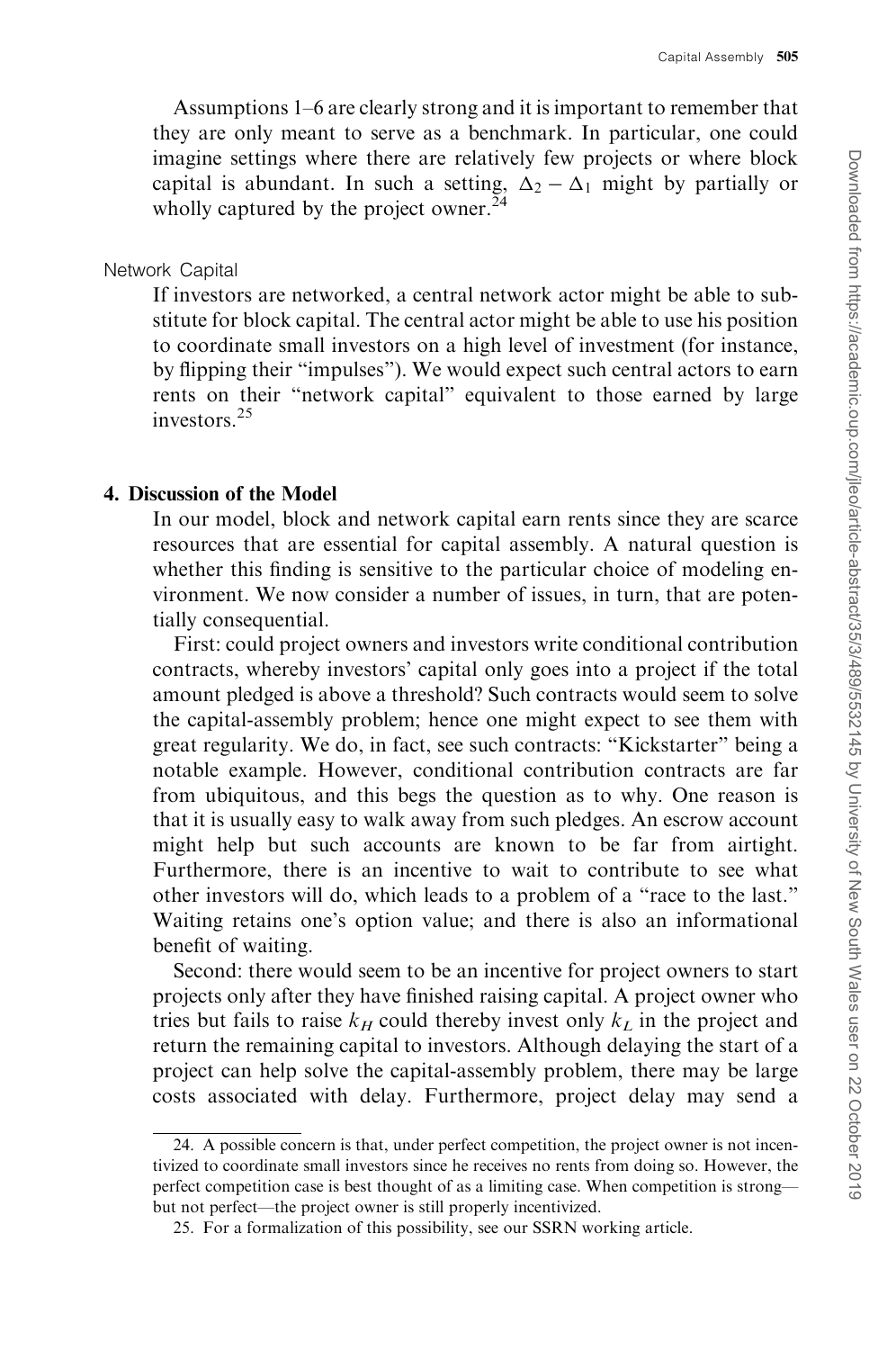Assumptions 1–6 are clearly strong and it is important to remember that they are only meant to serve as a benchmark. In particular, one could imagine settings where there are relatively few projects or where block capital is abundant. In such a setting, $\Delta_2 - \Delta_1$ might by partially or wholly captured by the project owner.[24]

### Network Capital

If investors are networked, a central network actor might be able to substitute for block capital. The central actor might be able to use his position to coordinate small investors on a high level of investment (for instance, by flipping their "impulses"). We would expect such central actors to earn rents on their "network capital" equivalent to those earned by large investors.[25]

## 4. Discussion of the Model

In our model, block and network capital earn rents since they are scarce resources that are essential for capital assembly. A natural question is whether this finding is sensitive to the particular choice of modeling environment. We now consider a number of issues, in turn, that are potentially consequential.

First: could project owners and investors write conditional contribution contracts, whereby investors' capital only goes into a project if the total amount pledged is above a threshold? Such contracts would seem to solve the capital-assembly problem; hence one might expect to see them with great regularity. We do, in fact, see such contracts: "Kickstarter" being a notable example. However, conditional contribution contracts are far from ubiquitous, and this begs the question as to why. One reason is that it is usually easy to walk away from such pledges. An escrow account might help but such accounts are known to be far from airtight. Furthermore, there is an incentive to wait to contribute to see what other investors will do, which leads to a problem of a "race to the last." Waiting retains one's option value; and there is also an informational benefit of waiting.

Second: there would seem to be an incentive for project owners to start projects only after they have finished raising capital. A project owner who tries but fails to raise $k_H$ could thereby invest only $k_L$ in the project and return the remaining capital to investors. Although delaying the start of a project can help solve the capital-assembly problem, there may be large costs associated with delay. Furthermore, project delay may send a

---

24. A possible concern is that, under perfect competition, the project owner is not incentivized to coordinate small investors since he receives no rents from doing so. However, the perfect competition case is best thought of as a limiting case. When competition is strong—but not perfect—the project owner is still properly incentivized.

25. For a formalization of this possibility, see our SSRN working article.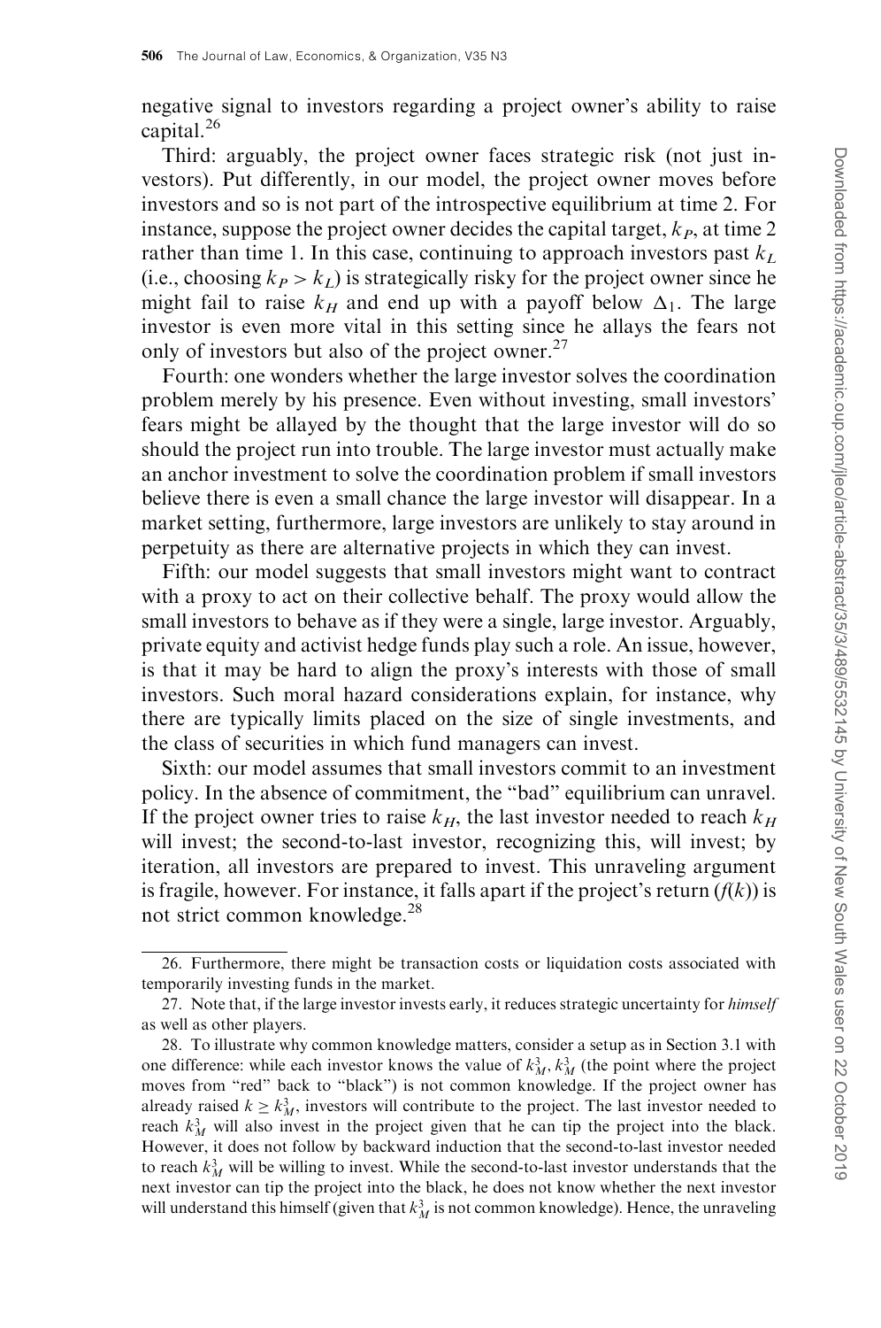negative signal to investors regarding a project owner's ability to raise capital.[26]

Third: arguably, the project owner faces strategic risk (not just investors). Put differently, in our model, the project owner moves before investors and so is not part of the introspective equilibrium at time 2. For instance, suppose the project owner decides the capital target, $k_P$, at time 2 rather than time 1. In this case, continuing to approach investors past $k_L$ (i.e., choosing $k_P > k_L$) is strategically risky for the project owner since he might fail to raise $k_H$ and end up with a payoff below $\Delta_1$. The large investor is even more vital in this setting since he allays the fears not only of investors but also of the project owner.[27]

Fourth: one wonders whether the large investor solves the coordination problem merely by his presence. Even without investing, small investors' fears might be allayed by the thought that the large investor will do so should the project run into trouble. The large investor must actually make an anchor investment to solve the coordination problem if small investors believe there is even a small chance the large investor will disappear. In a market setting, furthermore, large investors are unlikely to stay around in perpetuity as there are alternative projects in which they can invest.

Fifth: our model suggests that small investors might want to contract with a proxy to act on their collective behalf. The proxy would allow the small investors to behave as if they were a single, large investor. Arguably, private equity and activist hedge funds play such a role. An issue, however, is that it may be hard to align the proxy's interests with those of small investors. Such moral hazard considerations explain, for instance, why there are typically limits placed on the size of single investments, and the class of securities in which fund managers can invest.

Sixth: our model assumes that small investors commit to an investment policy. In the absence of commitment, the "bad" equilibrium can unravel. If the project owner tries to raise $k_H$, the last investor needed to reach $k_H$ will invest; the second-to-last investor, recognizing this, will invest; by iteration, all investors are prepared to invest. This unraveling argument is fragile, however. For instance, it falls apart if the project's return ($f(k)$) is not strict common knowledge.[28]

---

26. Furthermore, there might be transaction costs or liquidation costs associated with temporarily investing funds in the market.

27. Note that, if the large investor invests early, it reduces strategic uncertainty for *himself* as well as other players.

28. To illustrate why common knowledge matters, consider a setup as in Section 3.1 with one difference: while each investor knows the value of $k_M^3$, $k_M^3$ (the point where the project moves from "red" back to "black") is not common knowledge. If the project owner has already raised $k \geq k_M^3$, investors will contribute to the project. The last investor needed to reach $k_M^3$ will also invest in the project given that he can tip the project into the black. However, it does not follow by backward induction that the second-to-last investor needed to reach $k_M^3$ will be willing to invest. While the second-to-last investor understands that the next investor can tip the project into the black, he does not know whether the next investor will understand this himself (given that $k_M^3$ is not common knowledge). Hence, the unraveling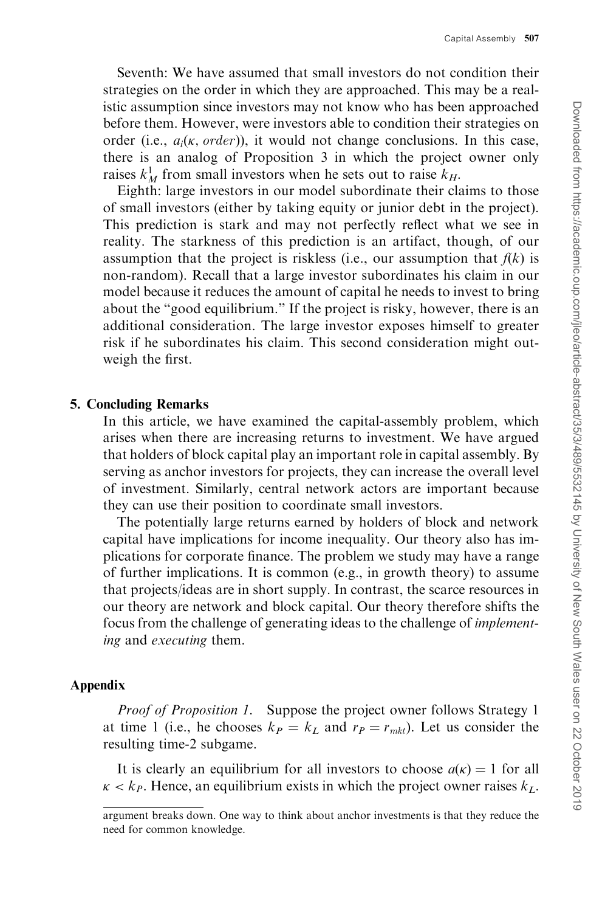Seventh: We have assumed that small investors do not condition their strategies on the order in which they are approached. This may be a realistic assumption since investors may not know who has been approached before them. However, were investors able to condition their strategies on order (i.e., $a_i(\kappa, order)$), it would not change conclusions. In this case, there is an analog of Proposition 3 in which the project owner only raises $k_M^1$ from small investors when he sets out to raise $k_H$.

Eighth: large investors in our model subordinate their claims to those of small investors (either by taking equity or junior debt in the project). This prediction is stark and may not perfectly reflect what we see in reality. The starkness of this prediction is an artifact, though, of our assumption that the project is riskless (i.e., our assumption that $f(k)$ is non-random). Recall that a large investor subordinates his claim in our model because it reduces the amount of capital he needs to invest to bring about the "good equilibrium." If the project is risky, however, there is an additional consideration. The large investor exposes himself to greater risk if he subordinates his claim. This second consideration might outweigh the first.

## 5. Concluding Remarks

In this article, we have examined the capital-assembly problem, which arises when there are increasing returns to investment. We have argued that holders of block capital play an important role in capital assembly. By serving as anchor investors for projects, they can increase the overall level of investment. Similarly, central network actors are important because they can use their position to coordinate small investors.

The potentially large returns earned by holders of block and network capital have implications for income inequality. Our theory also has implications for corporate finance. The problem we study may have a range of further implications. It is common (e.g., in growth theory) to assume that projects/ideas are in short supply. In contrast, the scarce resources in our theory are network and block capital. Our theory therefore shifts the focus from the challenge of generating ideas to the challenge of *implementing* and *executing* them.

## Appendix

*Proof of Proposition 1.* Suppose the project owner follows Strategy 1 at time 1 (i.e., he chooses $k_P = k_L$ and $r_P = r_{mkt}$). Let us consider the resulting time-2 subgame.

It is clearly an equilibrium for all investors to choose $a(\kappa) = 1$ for all $\kappa < k_P$. Hence, an equilibrium exists in which the project owner raises $k_L$.

argument breaks down. One way to think about anchor investments is that they reduce the need for common knowledge.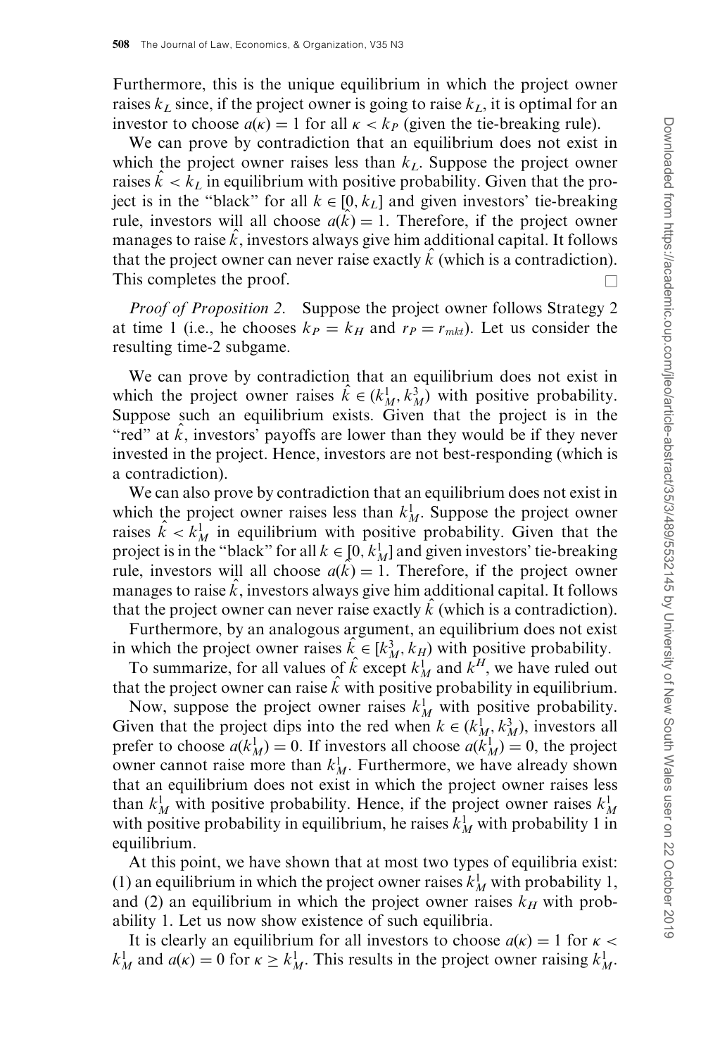Furthermore, this is the unique equilibrium in which the project owner raises $k_L$ since, if the project owner is going to raise $k_L$, it is optimal for an investor to choose $a(\kappa) = 1$ for all $\kappa < k_P$ (given the tie-breaking rule).

We can prove by contradiction that an equilibrium does not exist in which the project owner raises less than $k_L$. Suppose the project owner raises $\hat{k} < k_L$ in equilibrium with positive probability. Given that the project is in the "black" for all $k \in [0, k_L]$ and given investors' tie-breaking rule, investors will all choose $a(\hat{k}) = 1$. Therefore, if the project owner manages to raise $\hat{k}$, investors always give him additional capital. It follows that the project owner can never raise exactly $\hat{k}$ (which is a contradiction). This completes the proof. □

*Proof of Proposition 2.* Suppose the project owner follows Strategy 2 at time 1 (i.e., he chooses $k_P = k_H$ and $r_P = r_{mkt}$). Let us consider the resulting time-2 subgame.

We can prove by contradiction that an equilibrium does not exist in which the project owner raises $\hat{k} \in (k_M^1, k_M^3)$ with positive probability. Suppose such an equilibrium exists. Given that the project is in the "red" at $\hat{k}$, investors' payoffs are lower than they would be if they never invested in the project. Hence, investors are not best-responding (which is a contradiction).

We can also prove by contradiction that an equilibrium does not exist in which the project owner raises less than $k_M^1$. Suppose the project owner raises $\hat{k} < k_M^1$ in equilibrium with positive probability. Given that the project is in the "black" for all $k \in [0, k_M^1]$ and given investors' tie-breaking rule, investors will all choose $a(\hat{k}) = 1$. Therefore, if the project owner manages to raise $\hat{k}$, investors always give him additional capital. It follows that the project owner can never raise exactly $\hat{k}$ (which is a contradiction).

Furthermore, by an analogous argument, an equilibrium does not exist in which the project owner raises $\hat{k} \in [k_M^3, k_H)$ with positive probability.

To summarize, for all values of $\hat{k}$ except $k_M^1$ and $k^H$, we have ruled out that the project owner can raise $\hat{k}$ with positive probability in equilibrium.

Now, suppose the project owner raises $k_M^1$ with positive probability. Given that the project dips into the red when $k \in (k_M^1, k_M^3)$, investors all prefer to choose $a(k_M^1) = 0$. If investors all choose $a(k_M^1) = 0$, the project owner cannot raise more than $k_M^1$. Furthermore, we have already shown that an equilibrium does not exist in which the project owner raises less than $k_M^1$ with positive probability. Hence, if the project owner raises $k_M^1$ with positive probability in equilibrium, he raises $k_M^1$ with probability 1 in equilibrium.

At this point, we have shown that at most two types of equilibria exist: (1) an equilibrium in which the project owner raises $k_M^1$ with probability 1, and (2) an equilibrium in which the project owner raises $k_H$ with probability 1. Let us now show existence of such equilibria.

It is clearly an equilibrium for all investors to choose $a(\kappa) = 1$ for $\kappa < k_M^1$ and $a(\kappa) = 0$ for $\kappa \geq k_M^1$. This results in the project owner raising $k_M^1$.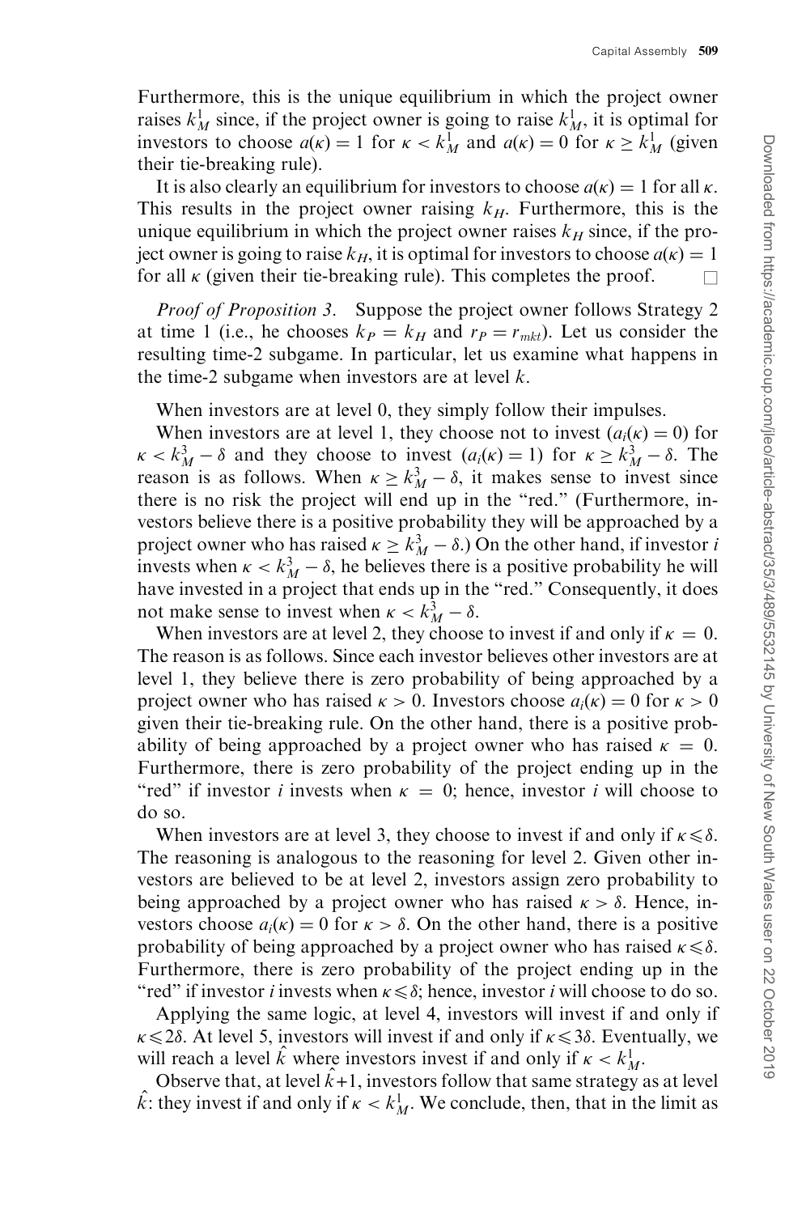Furthermore, this is the unique equilibrium in which the project owner raises $k_M^1$ since, if the project owner is going to raise $k_M^1$, it is optimal for investors to choose $a(\kappa) = 1$ for $\kappa < k_M^1$ and $a(\kappa) = 0$ for $\kappa \geq k_M^1$ (given their tie-breaking rule).

It is also clearly an equilibrium for investors to choose $a(\kappa) = 1$ for all $\kappa$. This results in the project owner raising $k_H$. Furthermore, this is the unique equilibrium in which the project owner raises $k_H$ since, if the project owner is going to raise $k_H$, it is optimal for investors to choose $a(\kappa) = 1$ for all $\kappa$ (given their tie-breaking rule). This completes the proof. □

*Proof of Proposition 3.* Suppose the project owner follows Strategy 2 at time 1 (i.e., he chooses $k_P = k_H$ and $r_P = r_{mkt}$). Let us consider the resulting time-2 subgame. In particular, let us examine what happens in the time-2 subgame when investors are at level $k$.

When investors are at level 0, they simply follow their impulses.

When investors are at level 1, they choose not to invest ($a_i(\kappa) = 0$) for $\kappa < k_M^3 - \delta$ and they choose to invest ($a_i(\kappa) = 1$) for $\kappa \geq k_M^3 - \delta$. The reason is as follows. When $\kappa \geq k_M^3 - \delta$, it makes sense to invest since there is no risk the project will end up in the "red." (Furthermore, investors believe there is a positive probability they will be approached by a project owner who has raised $\kappa \geq k_M^3 - \delta$.) On the other hand, if investor $i$ invests when $\kappa < k_M^3 - \delta$, he believes there is a positive probability he will have invested in a project that ends up in the "red." Consequently, it does not make sense to invest when $\kappa < k_M^3 - \delta$.

When investors are at level 2, they choose to invest if and only if $\kappa = 0$. The reason is as follows. Since each investor believes other investors are at level 1, they believe there is zero probability of being approached by a project owner who has raised $\kappa > 0$. Investors choose $a_i(\kappa) = 0$ for $\kappa > 0$ given their tie-breaking rule. On the other hand, there is a positive probability of being approached by a project owner who has raised $\kappa = 0$. Furthermore, there is zero probability of the project ending up in the "red" if investor $i$ invests when $\kappa = 0$; hence, investor $i$ will choose to do so.

When investors are at level 3, they choose to invest if and only if $\kappa \leqslant \delta$. The reasoning is analogous to the reasoning for level 2. Given other investors are believed to be at level 2, investors assign zero probability to being approached by a project owner who has raised $\kappa > \delta$. Hence, investors choose $a_i(\kappa) = 0$ for $\kappa > \delta$. On the other hand, there is a positive probability of being approached by a project owner who has raised $\kappa \leqslant \delta$. Furthermore, there is zero probability of the project ending up in the "red" if investor $i$ invests when $\kappa \leqslant \delta$; hence, investor $i$ will choose to do so.

Applying the same logic, at level 4, investors will invest if and only if $\kappa \leqslant 2\delta$. At level 5, investors will invest if and only if $\kappa \leqslant 3\delta$. Eventually, we will reach a level $\hat{k}$ where investors invest if and only if $\kappa < k_M^1$.

Observe that, at level $\hat{k}+1$, investors follow that same strategy as at level $\hat{k}$: they invest if and only if $\kappa < k_M^1$. We conclude, then, that in the limit as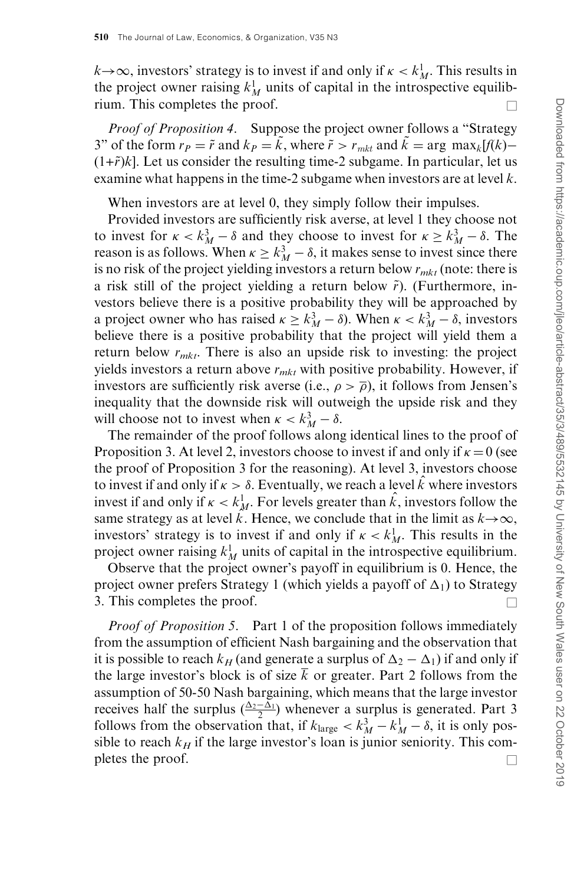$k \to \infty$, investors' strategy is to invest if and only if $\kappa < k_M^1$. This results in the project owner raising $k_M^1$ units of capital in the introspective equilibrium. This completes the proof. □

*Proof of Proposition 4.* Suppose the project owner follows a "Strategy 3" of the form $r_P = \tilde{r}$ and $k_P = \tilde{k}$, where $\tilde{r} > r_{mkt}$ and $\tilde{k} = \arg\max_k [f(k) - (1+\tilde{r})k]$. Let us consider the resulting time-2 subgame. In particular, let us examine what happens in the time-2 subgame when investors are at level $k$.

When investors are at level 0, they simply follow their impulses.

Provided investors are sufficiently risk averse, at level 1 they choose not to invest for $\kappa < k_M^3 - \delta$ and they choose to invest for $\kappa \geq k_M^3 - \delta$. The reason is as follows. When $\kappa \geq k_M^3 - \delta$, it makes sense to invest since there is no risk of the project yielding investors a return below $r_{mkt}$ (note: there is a risk still of the project yielding a return below $\tilde{r}$). (Furthermore, investors believe there is a positive probability they will be approached by a project owner who has raised $\kappa \geq k_M^3 - \delta$). When $\kappa < k_M^3 - \delta$, investors believe there is a positive probability that the project will yield them a return below $r_{mkt}$. There is also an upside risk to investing: the project yields investors a return above $r_{mkt}$ with positive probability. However, if investors are sufficiently risk averse (i.e., $\rho > \overline{\rho}$), it follows from Jensen's inequality that the downside risk will outweigh the upside risk and they will choose not to invest when $\kappa < k_M^3 - \delta$.

The remainder of the proof follows along identical lines to the proof of Proposition 3. At level 2, investors choose to invest if and only if $\kappa = 0$ (see the proof of Proposition 3 for the reasoning). At level 3, investors choose to invest if and only if $\kappa > \delta$. Eventually, we reach a level $\hat{k}$ where investors invest if and only if $\kappa < k_M^1$. For levels greater than $\hat{k}$, investors follow the same strategy as at level $\hat{k}$. Hence, we conclude that in the limit as $k \to \infty$, investors' strategy is to invest if and only if $\kappa < k_M^1$. This results in the project owner raising $k_M^1$ units of capital in the introspective equilibrium.

Observe that the project owner's payoff in equilibrium is 0. Hence, the project owner prefers Strategy 1 (which yields a payoff of $\Delta_1$) to Strategy 3. This completes the proof. □

*Proof of Proposition 5.* Part 1 of the proposition follows immediately from the assumption of efficient Nash bargaining and the observation that it is possible to reach $k_H$ (and generate a surplus of $\Delta_2 - \Delta_1$) if and only if the large investor's block is of size $\overline{k}$ or greater. Part 2 follows from the assumption of 50-50 Nash bargaining, which means that the large investor receives half the surplus ($\frac{\Delta_2 - \Delta_1}{2}$) whenever a surplus is generated. Part 3 follows from the observation that, if $k_{\text{large}} < k_M^3 - k_M^1 - \delta$, it is only possible to reach $k_H$ if the large investor's loan is junior seniority. This completes the proof. □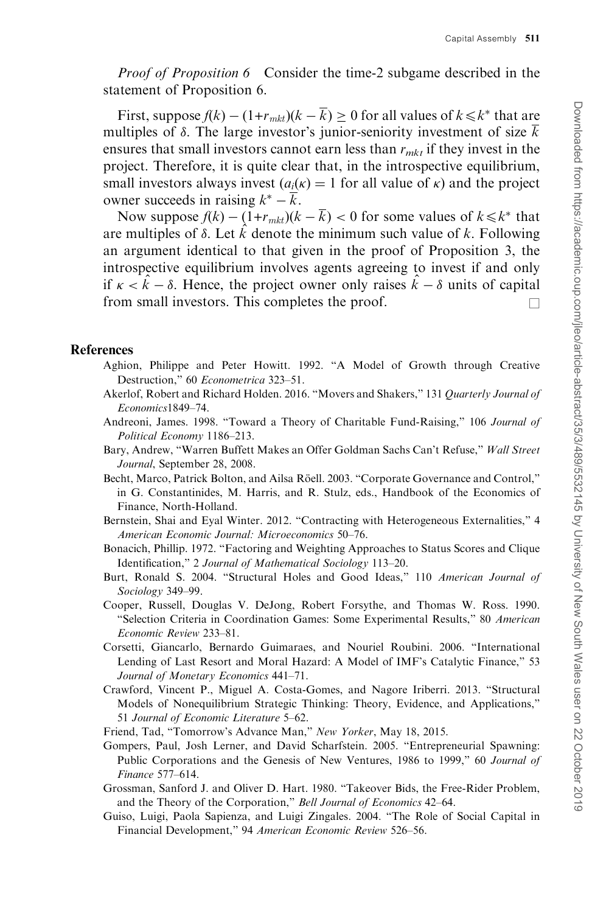*Proof of Proposition 6* Consider the time-2 subgame described in the statement of Proposition 6.

First, suppose $f(k) - (1+r_{mkt})(k - \overline{k}) \geq 0$ for all values of $k \leqslant k^*$ that are multiples of $\delta$. The large investor's junior-seniority investment of size $\overline{k}$ ensures that small investors cannot earn less than $r_{mkt}$ if they invest in the project. Therefore, it is quite clear that, in the introspective equilibrium, small investors always invest ($a_i(\kappa) = 1$ for all value of $\kappa$) and the project owner succeeds in raising $k^* - \overline{k}$.

Now suppose $f(k) - (1+r_{mkt})(k - \overline{k}) < 0$ for some values of $k \leqslant k^*$ that are multiples of $\delta$. Let $\hat{k}$ denote the minimum such value of $k$. Following an argument identical to that given in the proof of Proposition 3, the introspective equilibrium involves agents agreeing to invest if and only if $\kappa < \hat{k} - \delta$. Hence, the project owner only raises $\hat{k} - \delta$ units of capital from small investors. This completes the proof. □

## References

Aghion, Philippe and Peter Howitt. 1992. "A Model of Growth through Creative Destruction," 60 *Econometrica* 323–51.

Akerlof, Robert and Richard Holden. 2016. "Movers and Shakers," 131 *Quarterly Journal of Economics*1849–74.

Andreoni, James. 1998. "Toward a Theory of Charitable Fund-Raising," 106 *Journal of Political Economy* 1186–213.

Bary, Andrew, "Warren Buffett Makes an Offer Goldman Sachs Can't Refuse," *Wall Street Journal*, September 28, 2008.

Becht, Marco, Patrick Bolton, and Ailsa Röell. 2003. "Corporate Governance and Control," in G. Constantinides, M. Harris, and R. Stulz, eds., Handbook of the Economics of Finance, North-Holland.

Bernstein, Shai and Eyal Winter. 2012. "Contracting with Heterogeneous Externalities," 4 *American Economic Journal: Microeconomics* 50–76.

Bonacich, Phillip. 1972. "Factoring and Weighting Approaches to Status Scores and Clique Identification," 2 *Journal of Mathematical Sociology* 113–20.

Burt, Ronald S. 2004. "Structural Holes and Good Ideas," 110 *American Journal of Sociology* 349–99.

Cooper, Russell, Douglas V. DeJong, Robert Forsythe, and Thomas W. Ross. 1990. "Selection Criteria in Coordination Games: Some Experimental Results," 80 *American Economic Review* 233–81.

Corsetti, Giancarlo, Bernardo Guimaraes, and Nouriel Roubini. 2006. "International Lending of Last Resort and Moral Hazard: A Model of IMF's Catalytic Finance," 53 *Journal of Monetary Economics* 441–71.

Crawford, Vincent P., Miguel A. Costa-Gomes, and Nagore Iriberri. 2013. "Structural Models of Nonequilibrium Strategic Thinking: Theory, Evidence, and Applications," 51 *Journal of Economic Literature* 5–62.

Friend, Tad, "Tomorrow's Advance Man," *New Yorker*, May 18, 2015.

Gompers, Paul, Josh Lerner, and David Scharfstein. 2005. "Entrepreneurial Spawning: Public Corporations and the Genesis of New Ventures, 1986 to 1999," 60 *Journal of Finance* 577–614.

Grossman, Sanford J. and Oliver D. Hart. 1980. "Takeover Bids, the Free-Rider Problem, and the Theory of the Corporation," *Bell Journal of Economics* 42–64.

Guiso, Luigi, Paola Sapienza, and Luigi Zingales. 2004. "The Role of Social Capital in Financial Development," 94 *American Economic Review* 526–56.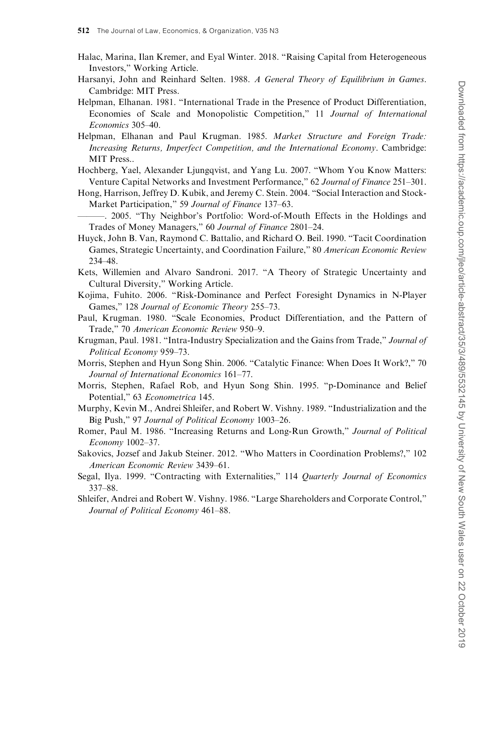Halac, Marina, Ilan Kremer, and Eyal Winter. 2018. "Raising Capital from Heterogeneous Investors," Working Article.

Harsanyi, John and Reinhard Selten. 1988. *A General Theory of Equilibrium in Games*. Cambridge: MIT Press.

Helpman, Elhanan. 1981. "International Trade in the Presence of Product Differentiation, Economies of Scale and Monopolistic Competition," 11 *Journal of International Economics* 305–40.

Helpman, Elhanan and Paul Krugman. 1985. *Market Structure and Foreign Trade: Increasing Returns, Imperfect Competition, and the International Economy*. Cambridge: MIT Press..

Hochberg, Yael, Alexander Ljungqvist, and Yang Lu. 2007. "Whom You Know Matters: Venture Capital Networks and Investment Performance," 62 *Journal of Finance* 251–301.

Hong, Harrison, Jeffrey D. Kubik, and Jeremy C. Stein. 2004. "Social Interaction and Stock-Market Participation," 59 *Journal of Finance* 137–63.

———. 2005. "Thy Neighbor's Portfolio: Word-of-Mouth Effects in the Holdings and Trades of Money Managers," 60 *Journal of Finance* 2801–24.

Huyck, John B. Van, Raymond C. Battalio, and Richard O. Beil. 1990. "Tacit Coordination Games, Strategic Uncertainty, and Coordination Failure," 80 *American Economic Review* 234–48.

Kets, Willemien and Alvaro Sandroni. 2017. "A Theory of Strategic Uncertainty and Cultural Diversity," Working Article.

Kojima, Fuhito. 2006. "Risk-Dominance and Perfect Foresight Dynamics in N-Player Games," 128 *Journal of Economic Theory* 255–73.

Paul, Krugman. 1980. "Scale Economies, Product Differentiation, and the Pattern of Trade," 70 *American Economic Review* 950–9.

Krugman, Paul. 1981. "Intra-Industry Specialization and the Gains from Trade," *Journal of Political Economy* 959–73.

Morris, Stephen and Hyun Song Shin. 2006. "Catalytic Finance: When Does It Work?," 70 *Journal of International Economics* 161–77.

Morris, Stephen, Rafael Rob, and Hyun Song Shin. 1995. "p-Dominance and Belief Potential," 63 *Econometrica* 145.

Murphy, Kevin M., Andrei Shleifer, and Robert W. Vishny. 1989. "Industrialization and the Big Push," 97 *Journal of Political Economy* 1003–26.

Romer, Paul M. 1986. "Increasing Returns and Long-Run Growth," *Journal of Political Economy* 1002–37.

Sakovics, Jozsef and Jakub Steiner. 2012. "Who Matters in Coordination Problems?," 102 *American Economic Review* 3439–61.

Segal, Ilya. 1999. "Contracting with Externalities," 114 *Quarterly Journal of Economics* 337–88.

Shleifer, Andrei and Robert W. Vishny. 1986. "Large Shareholders and Corporate Control," *Journal of Political Economy* 461–88.